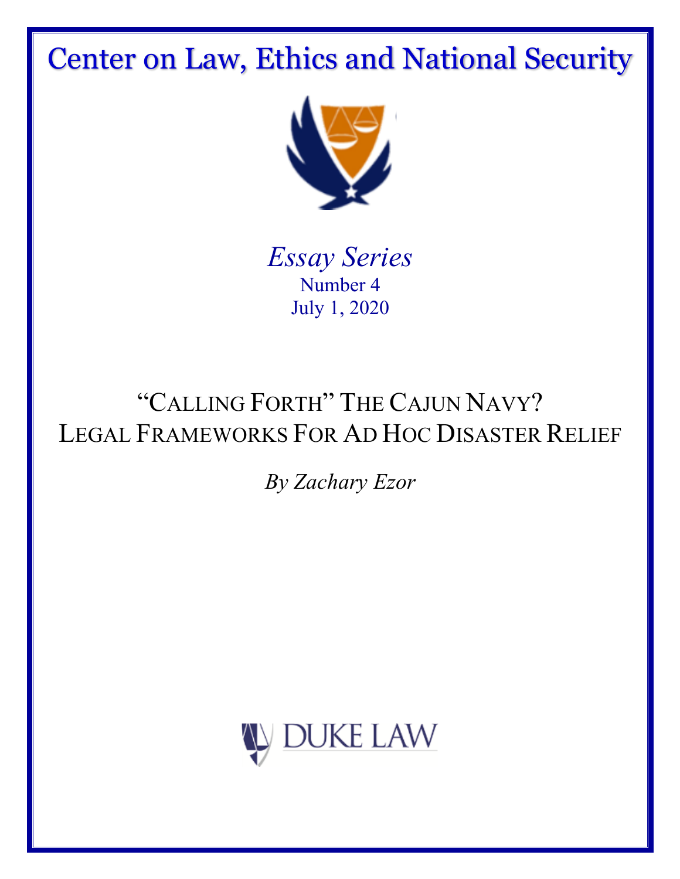# Center on Law, Ethics and National Security

*Essay Series*

Number 4

July 1, 2020

## "CALLING FORTH" THE CAJUN NAVY? LEGAL FRAMEWORKS FOR AD HOC DISASTER RELIEF

*By Zachary Ezor*

DUKE LAW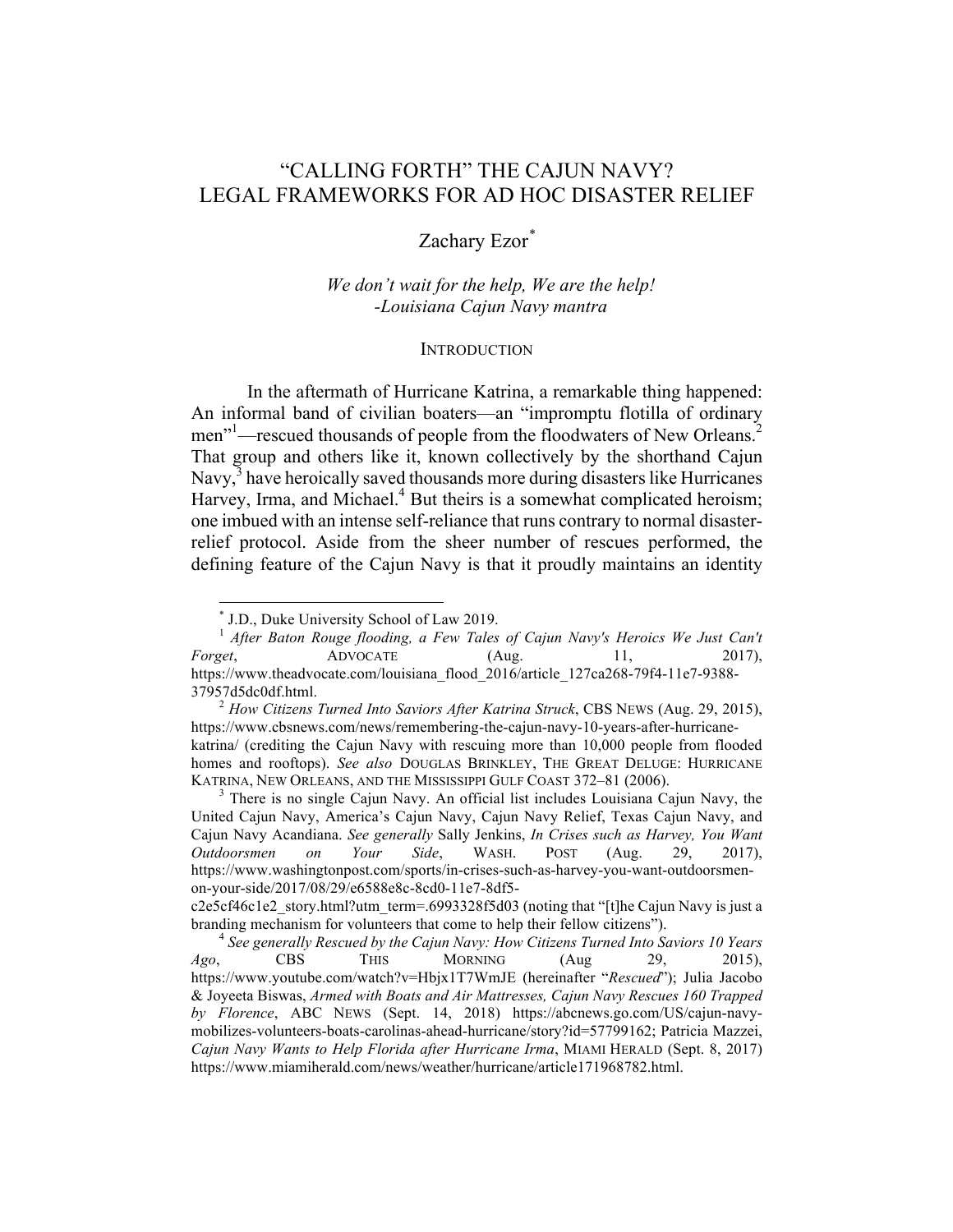# "CALLING FORTH" THE CAJUN NAVY? LEGAL FRAMEWORKS FOR AD HOC DISASTER RELIEF

## Zachary Ezor[*]

*We don't wait for the help, We are the help!*
*-Louisiana Cajun Navy mantra*

### INTRODUCTION

In the aftermath of Hurricane Katrina, a remarkable thing happened: An informal band of civilian boaters—an "impromptu flotilla of ordinary men"[1]—rescued thousands of people from the floodwaters of New Orleans.[2] That group and others like it, known collectively by the shorthand Cajun Navy,[3] have heroically saved thousands more during disasters like Hurricanes Harvey, Irma, and Michael.[4] But theirs is a somewhat complicated heroism; one imbued with an intense self-reliance that runs contrary to normal disaster-relief protocol. Aside from the sheer number of rescues performed, the defining feature of the Cajun Navy is that it proudly maintains an identity

---

[*] J.D., Duke University School of Law 2019.

[1] *After Baton Rouge flooding, a Few Tales of Cajun Navy's Heroics We Just Can't Forget*, ADVOCATE (Aug. 11, 2017), https://www.theadvocate.com/louisiana_flood_2016/article_127ca268-79f4-11e7-9388-37957d5dc0df.html.

[2] *How Citizens Turned Into Saviors After Katrina Struck*, CBS NEWS (Aug. 29, 2015), https://www.cbsnews.com/news/remembering-the-cajun-navy-10-years-after-hurricane-katrina/ (crediting the Cajun Navy with rescuing more than 10,000 people from flooded homes and rooftops). *See also* DOUGLAS BRINKLEY, THE GREAT DELUGE: HURRICANE KATRINA, NEW ORLEANS, AND THE MISSISSIPPI GULF COAST 372–81 (2006).

[3] There is no single Cajun Navy. An official list includes Louisiana Cajun Navy, the United Cajun Navy, America's Cajun Navy, Cajun Navy Relief, Texas Cajun Navy, and Cajun Navy Acandiana. *See generally* Sally Jenkins, *In Crises such as Harvey, You Want Outdoorsmen on Your Side*, WASH. POST (Aug. 29, 2017), https://www.washingtonpost.com/sports/in-crises-such-as-harvey-you-want-outdoorsmen-on-your-side/2017/08/29/e6588e8c-8cd0-11e7-8df5-c2e5cf46c1e2_story.html?utm_term=.6993328f5d03 (noting that "[t]he Cajun Navy is just a branding mechanism for volunteers that come to help their fellow citizens").

[4] *See generally Rescued by the Cajun Navy: How Citizens Turned Into Saviors 10 Years Ago*, CBS THIS MORNING (Aug 29, 2015), https://www.youtube.com/watch?v=Hbjx1T7WmJE (hereinafter "*Rescued*"); Julia Jacobo & Joyeeta Biswas, *Armed with Boats and Air Mattresses, Cajun Navy Rescues 160 Trapped by Florence*, ABC NEWS (Sept. 14, 2018) https://abcnews.go.com/US/cajun-navy-mobilizes-volunteers-boats-carolinas-ahead-hurricane/story?id=57799162; Patricia Mazzei, *Cajun Navy Wants to Help Florida after Hurricane Irma*, MIAMI HERALD (Sept. 8, 2017) https://www.miamiherald.com/news/weather/hurricane/article171968782.html.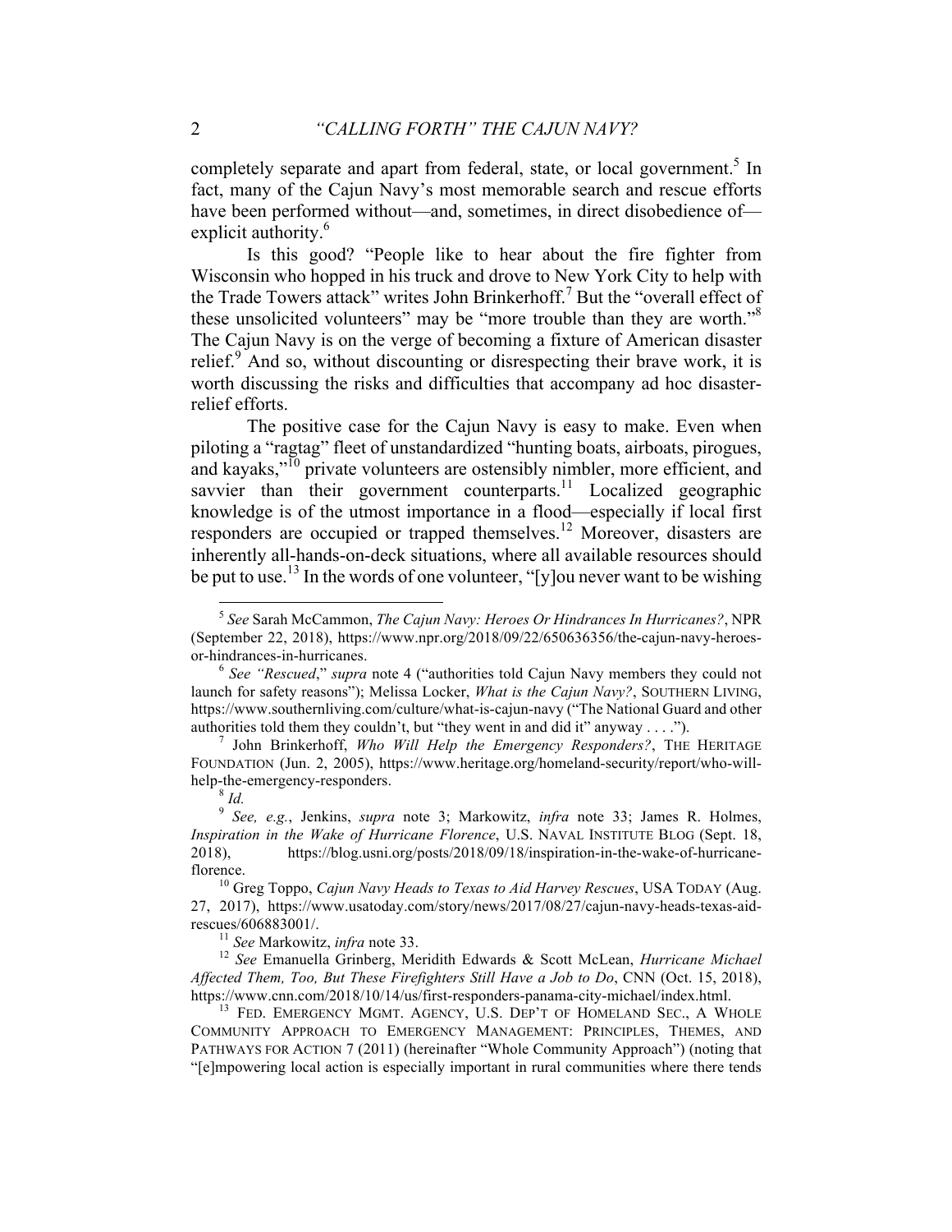completely separate and apart from federal, state, or local government.[5] In fact, many of the Cajun Navy's most memorable search and rescue efforts have been performed without—and, sometimes, in direct disobedience of—explicit authority.[6]

Is this good? "People like to hear about the fire fighter from Wisconsin who hopped in his truck and drove to New York City to help with the Trade Towers attack" writes John Brinkerhoff.[7] But the "overall effect of these unsolicited volunteers" may be "more trouble than they are worth."[8] The Cajun Navy is on the verge of becoming a fixture of American disaster relief.[9] And so, without discounting or disrespecting their brave work, it is worth discussing the risks and difficulties that accompany ad hoc disaster-relief efforts.

The positive case for the Cajun Navy is easy to make. Even when piloting a "ragtag" fleet of unstandardized "hunting boats, airboats, pirogues, and kayaks,"[10] private volunteers are ostensibly nimbler, more efficient, and savvier than their government counterparts.[11] Localized geographic knowledge is of the utmost importance in a flood—especially if local first responders are occupied or trapped themselves.[12] Moreover, disasters are inherently all-hands-on-deck situations, where all available resources should be put to use.[13] In the words of one volunteer, "[y]ou never want to be wishing

---

[5] *See* Sarah McCammon, *The Cajun Navy: Heroes Or Hindrances In Hurricanes?*, NPR (September 22, 2018), https://www.npr.org/2018/09/22/650636356/the-cajun-navy-heroes-or-hindrances-in-hurricanes.

[6] *See "Rescued," supra* note 4 ("authorities told Cajun Navy members they could not launch for safety reasons"); Melissa Locker, *What is the Cajun Navy?*, SOUTHERN LIVING, https://www.southernliving.com/culture/what-is-cajun-navy ("The National Guard and other authorities told them they couldn't, but "they went in and did it" anyway . . . .").

[7] John Brinkerhoff, *Who Will Help the Emergency Responders?*, THE HERITAGE FOUNDATION (Jun. 2, 2005), https://www.heritage.org/homeland-security/report/who-will-help-the-emergency-responders.

[8] *Id.*

[9] *See, e.g.*, Jenkins, *supra* note 3; Markowitz, *infra* note 33; James R. Holmes, *Inspiration in the Wake of Hurricane Florence*, U.S. NAVAL INSTITUTE BLOG (Sept. 18, 2018), https://blog.usni.org/posts/2018/09/18/inspiration-in-the-wake-of-hurricane-florence.

[10] Greg Toppo, *Cajun Navy Heads to Texas to Aid Harvey Rescues*, USA TODAY (Aug. 27, 2017), https://www.usatoday.com/story/news/2017/08/27/cajun-navy-heads-texas-aid-rescues/606883001/.

[11] *See* Markowitz, *infra* note 33.

[12] *See* Emanuella Grinberg, Meridith Edwards & Scott McLean, *Hurricane Michael Affected Them, Too, But These Firefighters Still Have a Job to Do*, CNN (Oct. 15, 2018), https://www.cnn.com/2018/10/14/us/first-responders-panama-city-michael/index.html.

[13] FED. EMERGENCY MGMT. AGENCY, U.S. DEP'T OF HOMELAND SEC., A WHOLE COMMUNITY APPROACH TO EMERGENCY MANAGEMENT: PRINCIPLES, THEMES, AND PATHWAYS FOR ACTION 7 (2011) (hereinafter "Whole Community Approach") (noting that "[e]mpowering local action is especially important in rural communities where there tends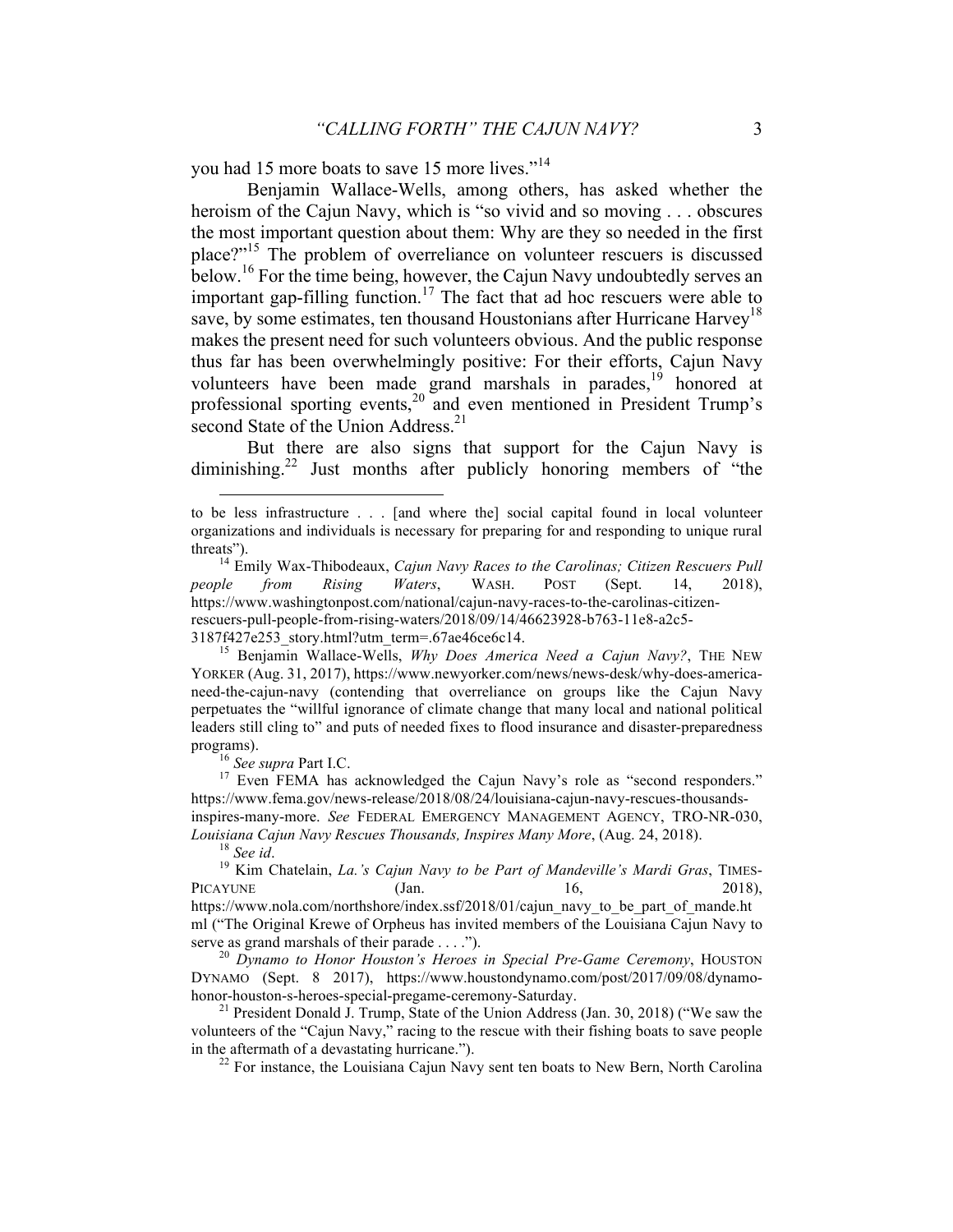you had 15 more boats to save 15 more lives."[14]

Benjamin Wallace-Wells, among others, has asked whether the heroism of the Cajun Navy, which is "so vivid and so moving . . . obscures the most important question about them: Why are they so needed in the first place?"[15] The problem of overreliance on volunteer rescuers is discussed below.[16] For the time being, however, the Cajun Navy undoubtedly serves an important gap-filling function.[17] The fact that ad hoc rescuers were able to save, by some estimates, ten thousand Houstonians after Hurricane Harvey[18] makes the present need for such volunteers obvious. And the public response thus far has been overwhelmingly positive: For their efforts, Cajun Navy volunteers have been made grand marshals in parades,[19] honored at professional sporting events,[20] and even mentioned in President Trump's second State of the Union Address.[21]

But there are also signs that support for the Cajun Navy is diminishing.[22] Just months after publicly honoring members of "the

---

to be less infrastructure . . . [and where the] social capital found in local volunteer organizations and individuals is necessary for preparing for and responding to unique rural threats").

[14] Emily Wax-Thibodeaux, *Cajun Navy Races to the Carolinas; Citizen Rescuers Pull people from Rising Waters*, WASH. POST (Sept. 14, 2018), https://www.washingtonpost.com/national/cajun-navy-races-to-the-carolinas-citizen-rescuers-pull-people-from-rising-waters/2018/09/14/46623928-b763-11e8-a2c5-3187f427e253_story.html?utm_term=.67ae46ce6c14.

[15] Benjamin Wallace-Wells, *Why Does America Need a Cajun Navy?*, THE NEW YORKER (Aug. 31, 2017), https://www.newyorker.com/news/news-desk/why-does-america-need-the-cajun-navy (contending that overreliance on groups like the Cajun Navy perpetuates the "willful ignorance of climate change that many local and national political leaders still cling to" and puts of needed fixes to flood insurance and disaster-preparedness programs).

[16] *See supra* Part I.C.

[17] Even FEMA has acknowledged the Cajun Navy's role as "second responders." https://www.fema.gov/news-release/2018/08/24/louisiana-cajun-navy-rescues-thousands-inspires-many-more. *See* FEDERAL EMERGENCY MANAGEMENT AGENCY, TRO-NR-030, *Louisiana Cajun Navy Rescues Thousands, Inspires Many More*, (Aug. 24, 2018).

[18] *See id*.

[19] Kim Chatelain, *La.'s Cajun Navy to be Part of Mandeville's Mardi Gras*, TIMES-PICAYUNE (Jan. 16, 2018), https://www.nola.com/northshore/index.ssf/2018/01/cajun_navy_to_be_part_of_mande.html ("The Original Krewe of Orpheus has invited members of the Louisiana Cajun Navy to serve as grand marshals of their parade . . . .").

[20] *Dynamo to Honor Houston's Heroes in Special Pre-Game Ceremony*, HOUSTON DYNAMO (Sept. 8 2017), https://www.houstondynamo.com/post/2017/09/08/dynamo-honor-houston-s-heroes-special-pregame-ceremony-Saturday.

[21] President Donald J. Trump, State of the Union Address (Jan. 30, 2018) ("We saw the volunteers of the "Cajun Navy," racing to the rescue with their fishing boats to save people in the aftermath of a devastating hurricane.").

[22] For instance, the Louisiana Cajun Navy sent ten boats to New Bern, North Carolina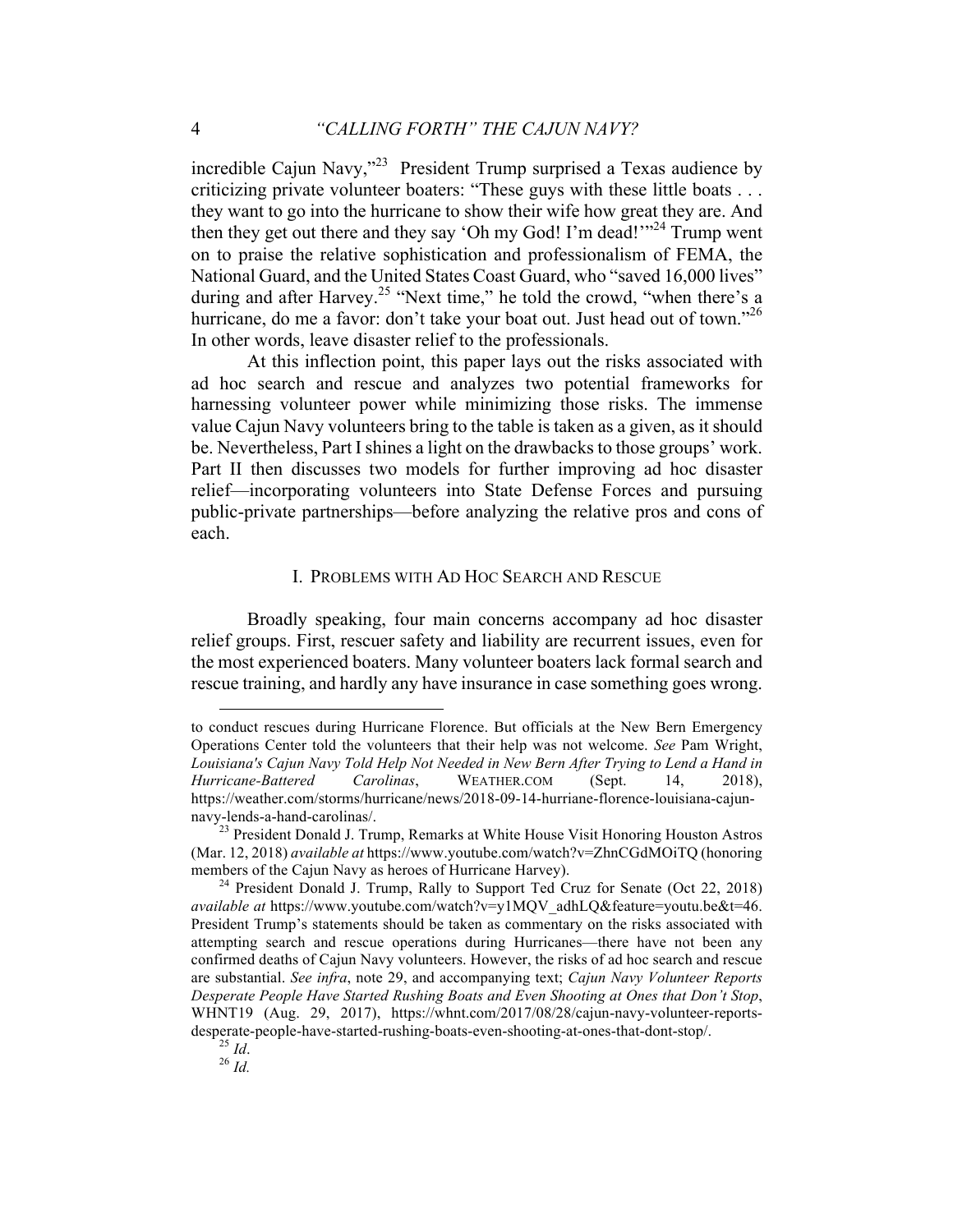incredible Cajun Navy,"[23] President Trump surprised a Texas audience by criticizing private volunteer boaters: "These guys with these little boats . . . they want to go into the hurricane to show their wife how great they are. And then they get out there and they say 'Oh my God! I'm dead!'"[24] Trump went on to praise the relative sophistication and professionalism of FEMA, the National Guard, and the United States Coast Guard, who "saved 16,000 lives" during and after Harvey.[25] "Next time," he told the crowd, "when there's a hurricane, do me a favor: don't take your boat out. Just head out of town."[26] In other words, leave disaster relief to the professionals.

At this inflection point, this paper lays out the risks associated with ad hoc search and rescue and analyzes two potential frameworks for harnessing volunteer power while minimizing those risks. The immense value Cajun Navy volunteers bring to the table is taken as a given, as it should be. Nevertheless, Part I shines a light on the drawbacks to those groups' work. Part II then discusses two models for further improving ad hoc disaster relief—incorporating volunteers into State Defense Forces and pursuing public-private partnerships—before analyzing the relative pros and cons of each.

## I. PROBLEMS WITH AD HOC SEARCH AND RESCUE

Broadly speaking, four main concerns accompany ad hoc disaster relief groups. First, rescuer safety and liability are recurrent issues, even for the most experienced boaters. Many volunteer boaters lack formal search and rescue training, and hardly any have insurance in case something goes wrong.

---

to conduct rescues during Hurricane Florence. But officials at the New Bern Emergency Operations Center told the volunteers that their help was not welcome. *See* Pam Wright, *Louisiana's Cajun Navy Told Help Not Needed in New Bern After Trying to Lend a Hand in Hurricane-Battered Carolinas*, WEATHER.COM (Sept. 14, 2018), https://weather.com/storms/hurricane/news/2018-09-14-hurriane-florence-louisiana-cajun-navy-lends-a-hand-carolinas/.

[23] President Donald J. Trump, Remarks at White House Visit Honoring Houston Astros (Mar. 12, 2018) *available at* https://www.youtube.com/watch?v=ZhnCGdMOiTQ (honoring members of the Cajun Navy as heroes of Hurricane Harvey).

[24] President Donald J. Trump, Rally to Support Ted Cruz for Senate (Oct 22, 2018) *available at* https://www.youtube.com/watch?v=y1MQV_adhLQ&feature=youtu.be&t=46. President Trump's statements should be taken as commentary on the risks associated with attempting search and rescue operations during Hurricanes—there have not been any confirmed deaths of Cajun Navy volunteers. However, the risks of ad hoc search and rescue are substantial. *See infra*, note 29, and accompanying text; *Cajun Navy Volunteer Reports Desperate People Have Started Rushing Boats and Even Shooting at Ones that Don't Stop*, WHNT19 (Aug. 29, 2017), https://whnt.com/2017/08/28/cajun-navy-volunteer-reports-desperate-people-have-started-rushing-boats-even-shooting-at-ones-that-dont-stop/.

[25] *Id*.

[26] *Id.*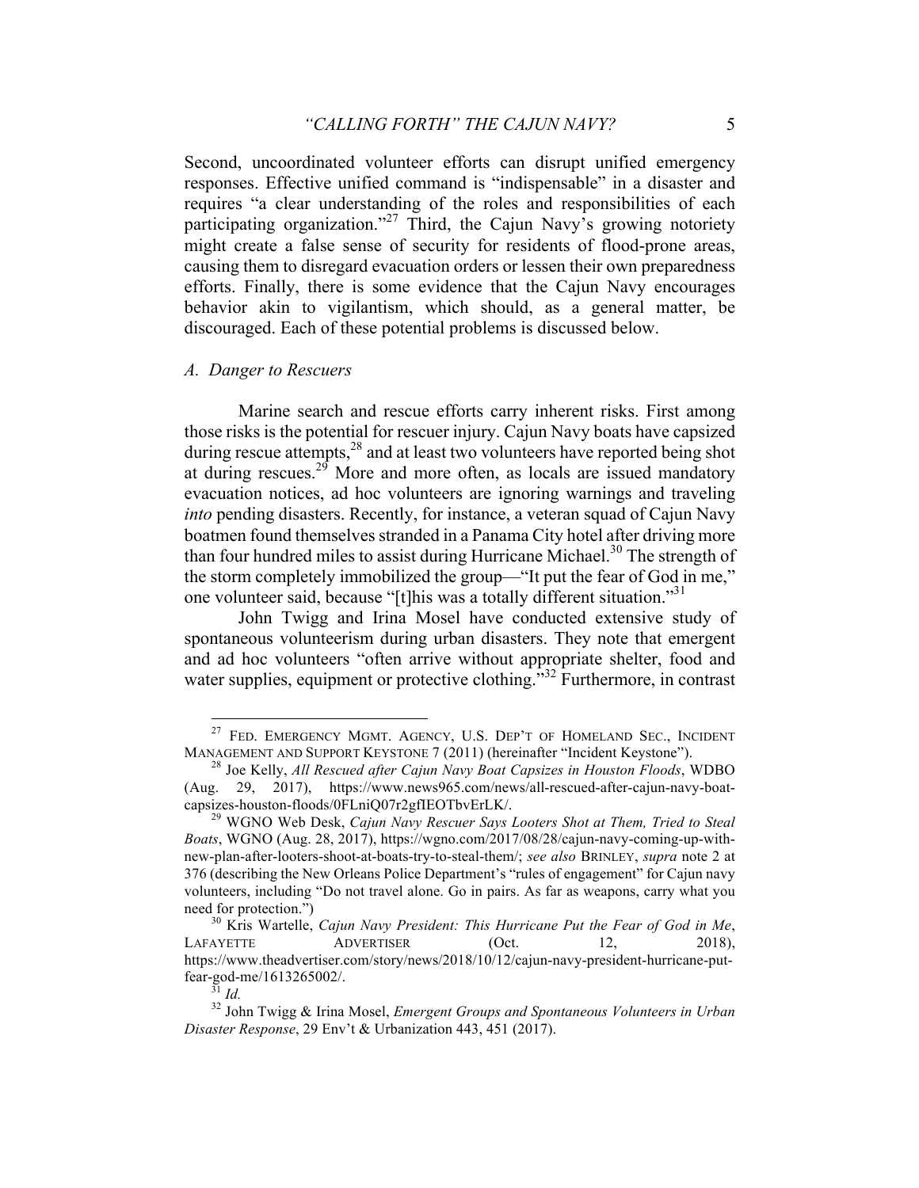Second, uncoordinated volunteer efforts can disrupt unified emergency responses. Effective unified command is "indispensable" in a disaster and requires "a clear understanding of the roles and responsibilities of each participating organization."[27] Third, the Cajun Navy's growing notoriety might create a false sense of security for residents of flood-prone areas, causing them to disregard evacuation orders or lessen their own preparedness efforts. Finally, there is some evidence that the Cajun Navy encourages behavior akin to vigilantism, which should, as a general matter, be discouraged. Each of these potential problems is discussed below.

### *A. Danger to Rescuers*

Marine search and rescue efforts carry inherent risks. First among those risks is the potential for rescuer injury. Cajun Navy boats have capsized during rescue attempts,[28] and at least two volunteers have reported being shot at during rescues.[29] More and more often, as locals are issued mandatory evacuation notices, ad hoc volunteers are ignoring warnings and traveling *into* pending disasters. Recently, for instance, a veteran squad of Cajun Navy boatmen found themselves stranded in a Panama City hotel after driving more than four hundred miles to assist during Hurricane Michael.[30] The strength of the storm completely immobilized the group—"It put the fear of God in me," one volunteer said, because "[t]his was a totally different situation."[31]

John Twigg and Irina Mosel have conducted extensive study of spontaneous volunteerism during urban disasters. They note that emergent and ad hoc volunteers "often arrive without appropriate shelter, food and water supplies, equipment or protective clothing."[32] Furthermore, in contrast

---

[27] FED. EMERGENCY MGMT. AGENCY, U.S. DEP'T OF HOMELAND SEC., INCIDENT MANAGEMENT AND SUPPORT KEYSTONE 7 (2011) (hereinafter "Incident Keystone").

[28] Joe Kelly, *All Rescued after Cajun Navy Boat Capsizes in Houston Floods*, WDBO (Aug. 29, 2017), https://www.news965.com/news/all-rescued-after-cajun-navy-boat-capsizes-houston-floods/0FLniQ07r2gfIEOTbvErLK/.

[29] WGNO Web Desk, *Cajun Navy Rescuer Says Looters Shot at Them, Tried to Steal Boats*, WGNO (Aug. 28, 2017), https://wgno.com/2017/08/28/cajun-navy-coming-up-with-new-plan-after-looters-shoot-at-boats-try-to-steal-them/; *see also* BRINLEY, *supra* note 2 at 376 (describing the New Orleans Police Department's "rules of engagement" for Cajun navy volunteers, including "Do not travel alone. Go in pairs. As far as weapons, carry what you need for protection.")

[30] Kris Wartelle, *Cajun Navy President: This Hurricane Put the Fear of God in Me*, LAFAYETTE ADVERTISER (Oct. 12, 2018), https://www.theadvertiser.com/story/news/2018/10/12/cajun-navy-president-hurricane-put-fear-god-me/1613265002/.

[31] *Id.*

[32] John Twigg & Irina Mosel, *Emergent Groups and Spontaneous Volunteers in Urban Disaster Response*, 29 Env't & Urbanization 443, 451 (2017).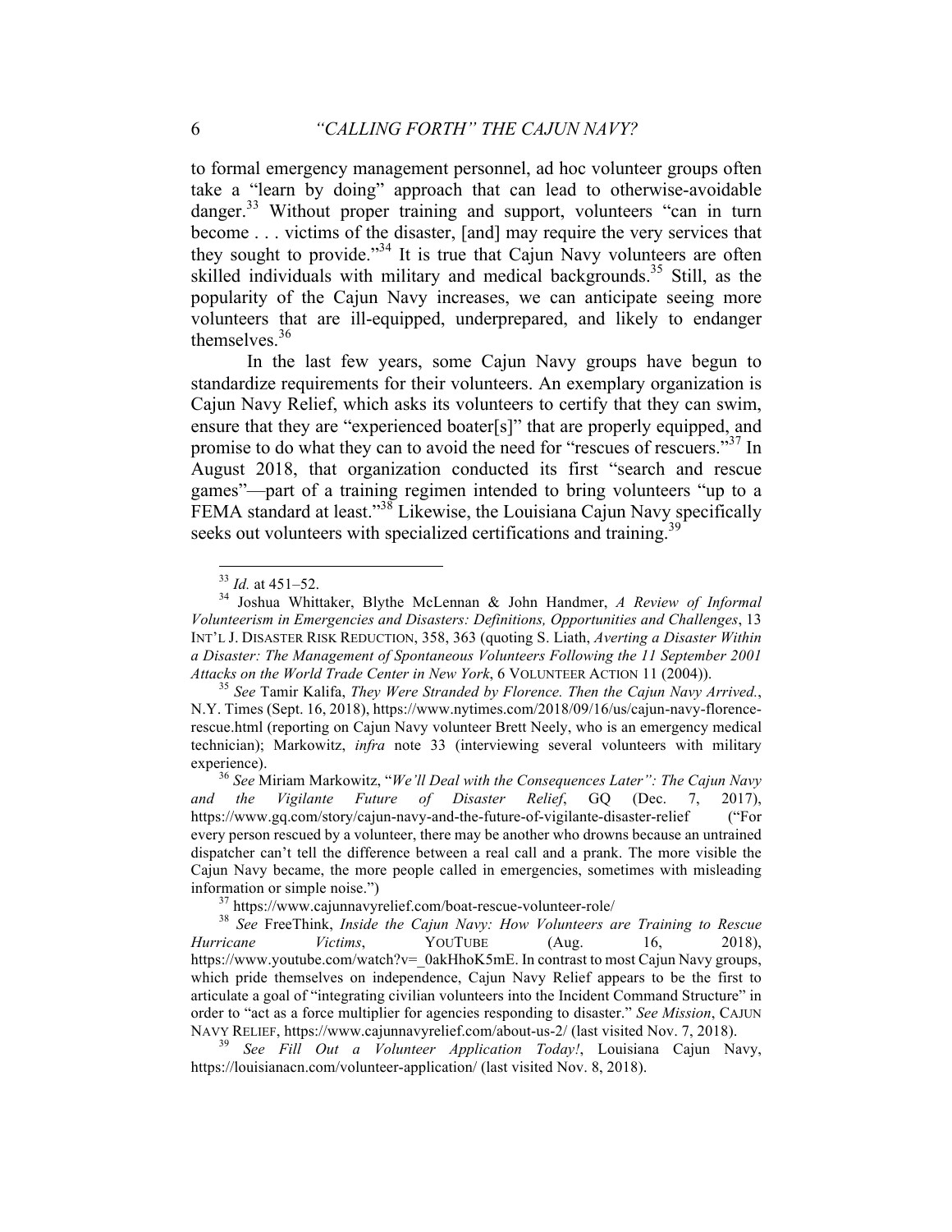to formal emergency management personnel, ad hoc volunteer groups often take a "learn by doing" approach that can lead to otherwise-avoidable danger.[33] Without proper training and support, volunteers "can in turn become . . . victims of the disaster, [and] may require the very services that they sought to provide."[34] It is true that Cajun Navy volunteers are often skilled individuals with military and medical backgrounds.[35] Still, as the popularity of the Cajun Navy increases, we can anticipate seeing more volunteers that are ill-equipped, underprepared, and likely to endanger themselves.[36]

In the last few years, some Cajun Navy groups have begun to standardize requirements for their volunteers. An exemplary organization is Cajun Navy Relief, which asks its volunteers to certify that they can swim, ensure that they are "experienced boater[s]" that are properly equipped, and promise to do what they can to avoid the need for "rescues of rescuers."[37] In August 2018, that organization conducted its first "search and rescue games"—part of a training regimen intended to bring volunteers "up to a FEMA standard at least."[38] Likewise, the Louisiana Cajun Navy specifically seeks out volunteers with specialized certifications and training.[39]

---

[33] *Id.* at 451–52.

[34] Joshua Whittaker, Blythe McLennan & John Handmer, *A Review of Informal Volunteerism in Emergencies and Disasters: Definitions, Opportunities and Challenges*, 13 INT'L J. DISASTER RISK REDUCTION, 358, 363 (quoting S. Liath, *Averting a Disaster Within a Disaster: The Management of Spontaneous Volunteers Following the 11 September 2001 Attacks on the World Trade Center in New York*, 6 VOLUNTEER ACTION 11 (2004)).

[35] *See* Tamir Kalifa, *They Were Stranded by Florence. Then the Cajun Navy Arrived.*, N.Y. Times (Sept. 16, 2018), https://www.nytimes.com/2018/09/16/us/cajun-navy-florence-rescue.html (reporting on Cajun Navy volunteer Brett Neely, who is an emergency medical technician); Markowitz, *infra* note 33 (interviewing several volunteers with military experience).

[36] *See* Miriam Markowitz, "*We'll Deal with the Consequences Later": The Cajun Navy and the Vigilante Future of Disaster Relief*, GQ (Dec. 7, 2017), https://www.gq.com/story/cajun-navy-and-the-future-of-vigilante-disaster-relief ("For every person rescued by a volunteer, there may be another who drowns because an untrained dispatcher can't tell the difference between a real call and a prank. The more visible the Cajun Navy became, the more people called in emergencies, sometimes with misleading information or simple noise.")

[37] https://www.cajunnavyrelief.com/boat-rescue-volunteer-role/

[38] *See* FreeThink, *Inside the Cajun Navy: How Volunteers are Training to Rescue Hurricane Victims*, YOUTUBE (Aug. 16, 2018), https://www.youtube.com/watch?v=_0akHhoK5mE. In contrast to most Cajun Navy groups, which pride themselves on independence, Cajun Navy Relief appears to be the first to articulate a goal of "integrating civilian volunteers into the Incident Command Structure" in order to "act as a force multiplier for agencies responding to disaster." *See Mission*, CAJUN NAVY RELIEF, https://www.cajunnavyrelief.com/about-us-2/ (last visited Nov. 7, 2018).

[39] *See Fill Out a Volunteer Application Today!*, Louisiana Cajun Navy, https://louisianacn.com/volunteer-application/ (last visited Nov. 8, 2018).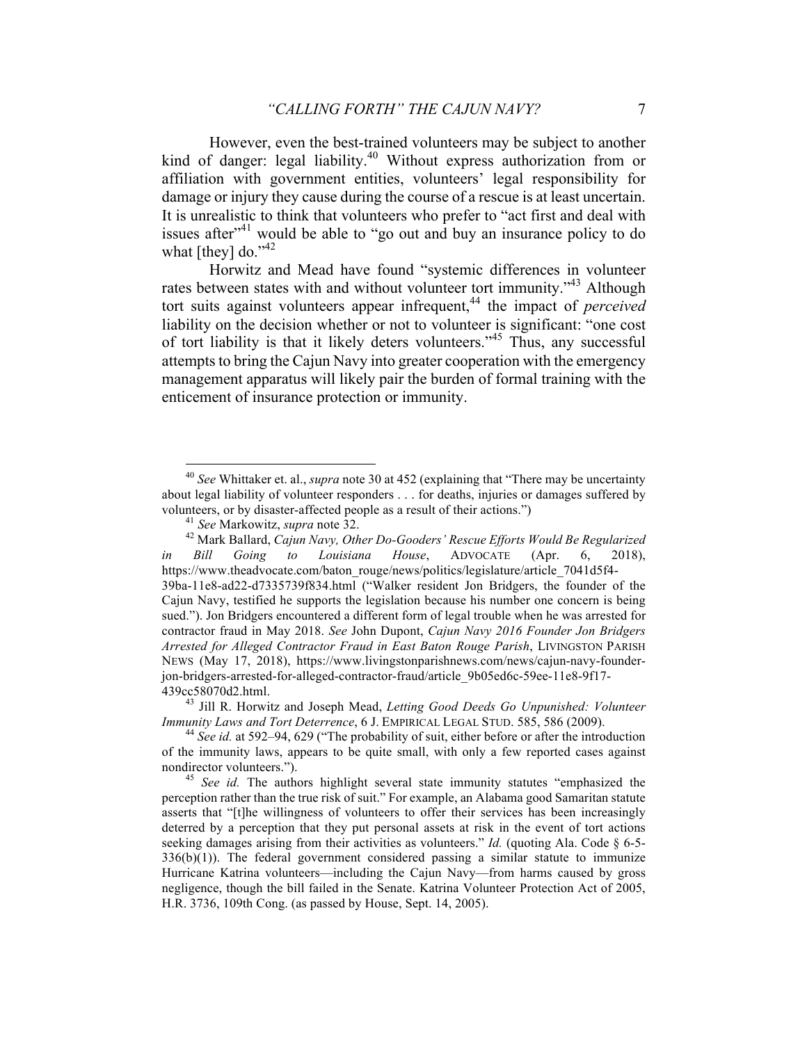However, even the best-trained volunteers may be subject to another kind of danger: legal liability.[40] Without express authorization from or affiliation with government entities, volunteers' legal responsibility for damage or injury they cause during the course of a rescue is at least uncertain. It is unrealistic to think that volunteers who prefer to "act first and deal with issues after"[41] would be able to "go out and buy an insurance policy to do what [they] do."[42]

Horwitz and Mead have found "systemic differences in volunteer rates between states with and without volunteer tort immunity."[43] Although tort suits against volunteers appear infrequent,[44] the impact of *perceived* liability on the decision whether or not to volunteer is significant: "one cost of tort liability is that it likely deters volunteers."[45] Thus, any successful attempts to bring the Cajun Navy into greater cooperation with the emergency management apparatus will likely pair the burden of formal training with the enticement of insurance protection or immunity.

---

[40] *See* Whittaker et. al., *supra* note 30 at 452 (explaining that "There may be uncertainty about legal liability of volunteer responders . . . for deaths, injuries or damages suffered by volunteers, or by disaster-affected people as a result of their actions.")

[41] *See* Markowitz, *supra* note 32.

[42] Mark Ballard, *Cajun Navy, Other Do-Gooders' Rescue Efforts Would Be Regularized in Bill Going to Louisiana House*, ADVOCATE (Apr. 6, 2018), https://www.theadvocate.com/baton_rouge/news/politics/legislature/article_7041d5f4-39ba-11e8-ad22-d7335739f834.html ("Walker resident Jon Bridgers, the founder of the Cajun Navy, testified he supports the legislation because his number one concern is being sued."). Jon Bridgers encountered a different form of legal trouble when he was arrested for contractor fraud in May 2018. *See* John Dupont, *Cajun Navy 2016 Founder Jon Bridgers Arrested for Alleged Contractor Fraud in East Baton Rouge Parish*, LIVINGSTON PARISH NEWS (May 17, 2018), https://www.livingstonparishnews.com/news/cajun-navy-founder-jon-bridgers-arrested-for-alleged-contractor-fraud/article_9b05ed6c-59ee-11e8-9f17-439cc58070d2.html.

[43] Jill R. Horwitz and Joseph Mead, *Letting Good Deeds Go Unpunished: Volunteer Immunity Laws and Tort Deterrence*, 6 J. EMPIRICAL LEGAL STUD. 585, 586 (2009).

[44] *See id.* at 592–94, 629 ("The probability of suit, either before or after the introduction of the immunity laws, appears to be quite small, with only a few reported cases against nondirector volunteers.").

[45] *See id.* The authors highlight several state immunity statutes "emphasized the perception rather than the true risk of suit." For example, an Alabama good Samaritan statute asserts that "[t]he willingness of volunteers to offer their services has been increasingly deterred by a perception that they put personal assets at risk in the event of tort actions seeking damages arising from their activities as volunteers." *Id.* (quoting Ala. Code § 6-5-336(b)(1)). The federal government considered passing a similar statute to immunize Hurricane Katrina volunteers—including the Cajun Navy—from harms caused by gross negligence, though the bill failed in the Senate. Katrina Volunteer Protection Act of 2005, H.R. 3736, 109th Cong. (as passed by House, Sept. 14, 2005).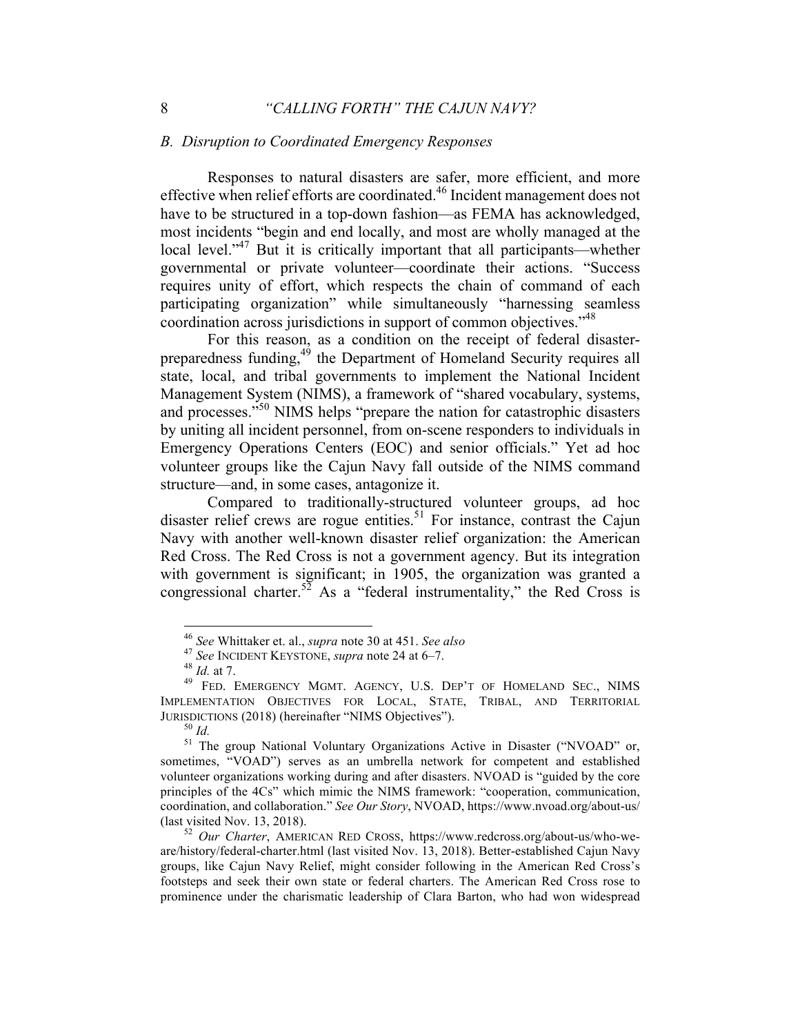### B. Disruption to Coordinated Emergency Responses

Responses to natural disasters are safer, more efficient, and more effective when relief efforts are coordinated.[46] Incident management does not have to be structured in a top-down fashion—as FEMA has acknowledged, most incidents "begin and end locally, and most are wholly managed at the local level."[47] But it is critically important that all participants—whether governmental or private volunteer—coordinate their actions. "Success requires unity of effort, which respects the chain of command of each participating organization" while simultaneously "harnessing seamless coordination across jurisdictions in support of common objectives."[48]

For this reason, as a condition on the receipt of federal disaster-preparedness funding,[49] the Department of Homeland Security requires all state, local, and tribal governments to implement the National Incident Management System (NIMS), a framework of "shared vocabulary, systems, and processes."[50] NIMS helps "prepare the nation for catastrophic disasters by uniting all incident personnel, from on-scene responders to individuals in Emergency Operations Centers (EOC) and senior officials." Yet ad hoc volunteer groups like the Cajun Navy fall outside of the NIMS command structure—and, in some cases, antagonize it.

Compared to traditionally-structured volunteer groups, ad hoc disaster relief crews are rogue entities.[51] For instance, contrast the Cajun Navy with another well-known disaster relief organization: the American Red Cross. The Red Cross is not a government agency. But its integration with government is significant; in 1905, the organization was granted a congressional charter.[52] As a "federal instrumentality," the Red Cross is

---

[46] *See* Whittaker et. al., *supra* note 30 at 451. *See also*

[47] *See* INCIDENT KEYSTONE, *supra* note 24 at 6–7.

[48] *Id.* at 7.

[49] FED. EMERGENCY MGMT. AGENCY, U.S. DEP'T OF HOMELAND SEC., NIMS IMPLEMENTATION OBJECTIVES FOR LOCAL, STATE, TRIBAL, AND TERRITORIAL JURISDICTIONS (2018) (hereinafter "NIMS Objectives").

[50] *Id.*

[51] The group National Voluntary Organizations Active in Disaster ("NVOAD" or, sometimes, "VOAD") serves as an umbrella network for competent and established volunteer organizations working during and after disasters. NVOAD is "guided by the core principles of the 4Cs" which mimic the NIMS framework: "cooperation, communication, coordination, and collaboration." *See Our Story*, NVOAD, https://www.nvoad.org/about-us/ (last visited Nov. 13, 2018).

[52] *Our Charter*, AMERICAN RED CROSS, https://www.redcross.org/about-us/who-we-are/history/federal-charter.html (last visited Nov. 13, 2018). Better-established Cajun Navy groups, like Cajun Navy Relief, might consider following in the American Red Cross's footsteps and seek their own state or federal charters. The American Red Cross rose to prominence under the charismatic leadership of Clara Barton, who had won widespread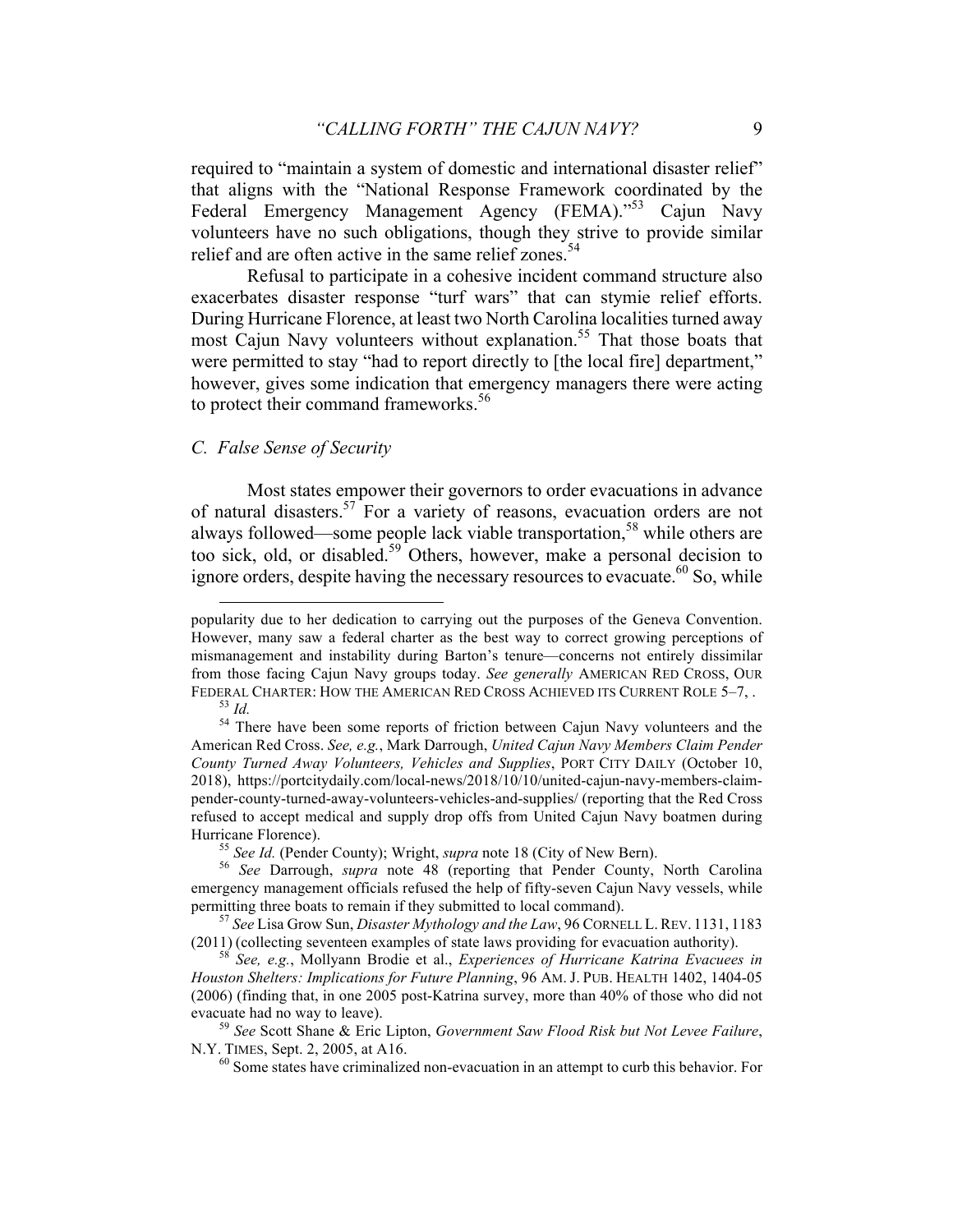required to "maintain a system of domestic and international disaster relief" that aligns with the "National Response Framework coordinated by the Federal Emergency Management Agency (FEMA)."[53] Cajun Navy volunteers have no such obligations, though they strive to provide similar relief and are often active in the same relief zones.[54]

Refusal to participate in a cohesive incident command structure also exacerbates disaster response "turf wars" that can stymie relief efforts. During Hurricane Florence, at least two North Carolina localities turned away most Cajun Navy volunteers without explanation.[55] That those boats that were permitted to stay "had to report directly to [the local fire] department," however, gives some indication that emergency managers there were acting to protect their command frameworks.[56]

### *C. False Sense of Security*

Most states empower their governors to order evacuations in advance of natural disasters.[57] For a variety of reasons, evacuation orders are not always followed—some people lack viable transportation,[58] while others are too sick, old, or disabled.[59] Others, however, make a personal decision to ignore orders, despite having the necessary resources to evacuate.[60] So, while

---

popularity due to her dedication to carrying out the purposes of the Geneva Convention. However, many saw a federal charter as the best way to correct growing perceptions of mismanagement and instability during Barton's tenure—concerns not entirely dissimilar from those facing Cajun Navy groups today. *See generally* AMERICAN RED CROSS, OUR FEDERAL CHARTER: HOW THE AMERICAN RED CROSS ACHIEVED ITS CURRENT ROLE 5–7, .

[53] *Id.*

[54] There have been some reports of friction between Cajun Navy volunteers and the American Red Cross. *See, e.g.*, Mark Darrough, *United Cajun Navy Members Claim Pender County Turned Away Volunteers, Vehicles and Supplies*, PORT CITY DAILY (October 10, 2018), https://portcitydaily.com/local-news/2018/10/10/united-cajun-navy-members-claim-pender-county-turned-away-volunteers-vehicles-and-supplies/ (reporting that the Red Cross refused to accept medical and supply drop offs from United Cajun Navy boatmen during Hurricane Florence).

[55] *See Id.* (Pender County); Wright, *supra* note 18 (City of New Bern).

[56] *See* Darrough, *supra* note 48 (reporting that Pender County, North Carolina emergency management officials refused the help of fifty-seven Cajun Navy vessels, while permitting three boats to remain if they submitted to local command).

[57] *See* Lisa Grow Sun, *Disaster Mythology and the Law*, 96 CORNELL L. REV. 1131, 1183 (2011) (collecting seventeen examples of state laws providing for evacuation authority).

[58] *See, e.g.*, Mollyann Brodie et al., *Experiences of Hurricane Katrina Evacuees in Houston Shelters: Implications for Future Planning*, 96 AM. J. PUB. HEALTH 1402, 1404-05 (2006) (finding that, in one 2005 post-Katrina survey, more than 40% of those who did not evacuate had no way to leave).

[59] *See* Scott Shane & Eric Lipton, *Government Saw Flood Risk but Not Levee Failure*, N.Y. TIMES, Sept. 2, 2005, at A16.

[60] Some states have criminalized non-evacuation in an attempt to curb this behavior. For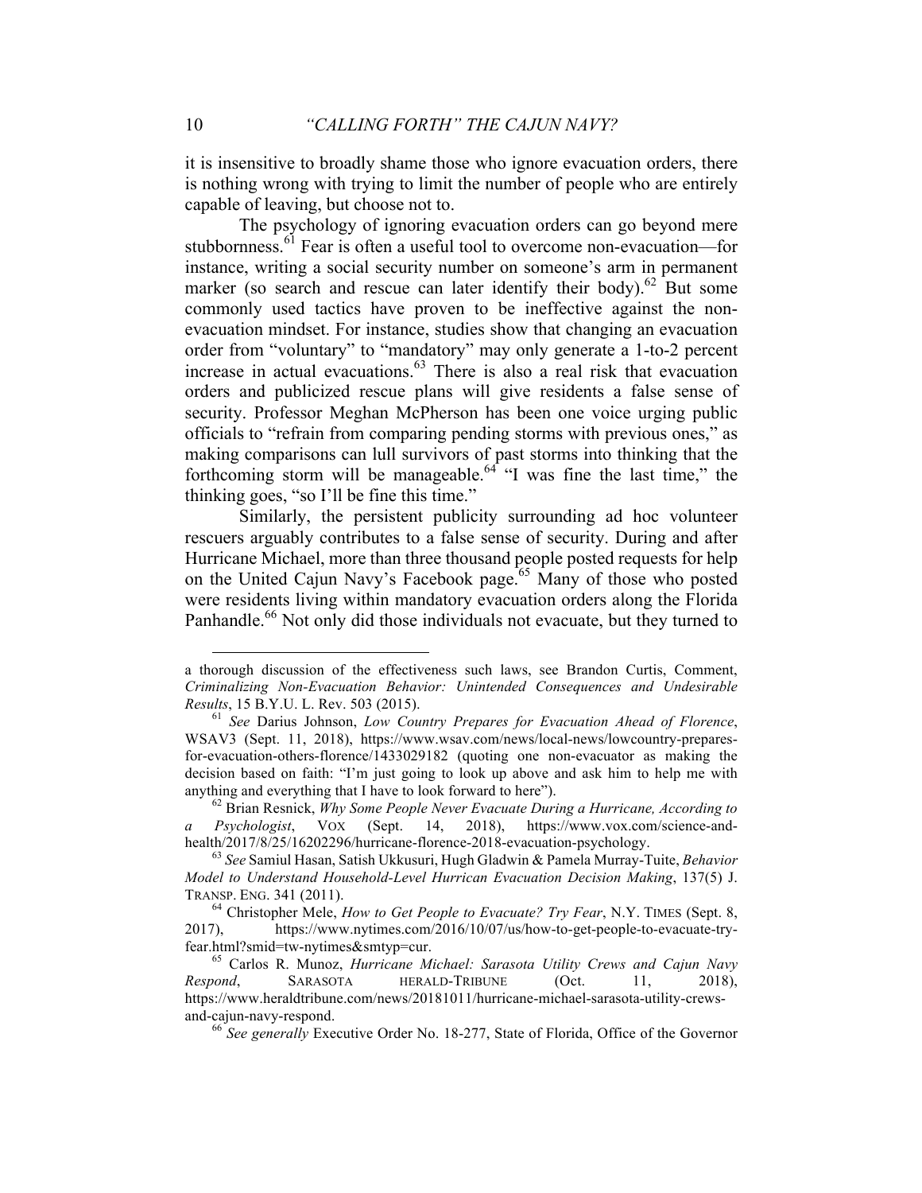it is insensitive to broadly shame those who ignore evacuation orders, there is nothing wrong with trying to limit the number of people who are entirely capable of leaving, but choose not to.

The psychology of ignoring evacuation orders can go beyond mere stubbornness.[61] Fear is often a useful tool to overcome non-evacuation—for instance, writing a social security number on someone's arm in permanent marker (so search and rescue can later identify their body).[62] But some commonly used tactics have proven to be ineffective against the non-evacuation mindset. For instance, studies show that changing an evacuation order from "voluntary" to "mandatory" may only generate a 1-to-2 percent increase in actual evacuations.[63] There is also a real risk that evacuation orders and publicized rescue plans will give residents a false sense of security. Professor Meghan McPherson has been one voice urging public officials to "refrain from comparing pending storms with previous ones," as making comparisons can lull survivors of past storms into thinking that the forthcoming storm will be manageable.[64] "I was fine the last time," the thinking goes, "so I'll be fine this time."

Similarly, the persistent publicity surrounding ad hoc volunteer rescuers arguably contributes to a false sense of security. During and after Hurricane Michael, more than three thousand people posted requests for help on the United Cajun Navy's Facebook page.[65] Many of those who posted were residents living within mandatory evacuation orders along the Florida Panhandle.[66] Not only did those individuals not evacuate, but they turned to

---

a thorough discussion of the effectiveness such laws, see Brandon Curtis, Comment, *Criminalizing Non-Evacuation Behavior: Unintended Consequences and Undesirable Results*, 15 B.Y.U. L. Rev. 503 (2015).

[61] *See* Darius Johnson, *Low Country Prepares for Evacuation Ahead of Florence*, WSAV3 (Sept. 11, 2018), https://www.wsav.com/news/local-news/lowcountry-prepares-for-evacuation-others-florence/1433029182 (quoting one non-evacuator as making the decision based on faith: "I'm just going to look up above and ask him to help me with anything and everything that I have to look forward to here").

[62] Brian Resnick, *Why Some People Never Evacuate During a Hurricane, According to a Psychologist*, VOX (Sept. 14, 2018), https://www.vox.com/science-and-health/2017/8/25/16202296/hurricane-florence-2018-evacuation-psychology.

[63] *See* Samiul Hasan, Satish Ukkusuri, Hugh Gladwin & Pamela Murray-Tuite, *Behavior Model to Understand Household-Level Hurrican Evacuation Decision Making*, 137(5) J. TRANSP. ENG. 341 (2011).

[64] Christopher Mele, *How to Get People to Evacuate? Try Fear*, N.Y. TIMES (Sept. 8, 2017), https://www.nytimes.com/2016/10/07/us/how-to-get-people-to-evacuate-try-fear.html?smid=tw-nytimes&smtyp=cur.

[65] Carlos R. Munoz, *Hurricane Michael: Sarasota Utility Crews and Cajun Navy Respond*, SARASOTA HERALD-TRIBUNE (Oct. 11, 2018), https://www.heraldtribune.com/news/20181011/hurricane-michael-sarasota-utility-crews-and-cajun-navy-respond.

[66] *See generally* Executive Order No. 18-277, State of Florida, Office of the Governor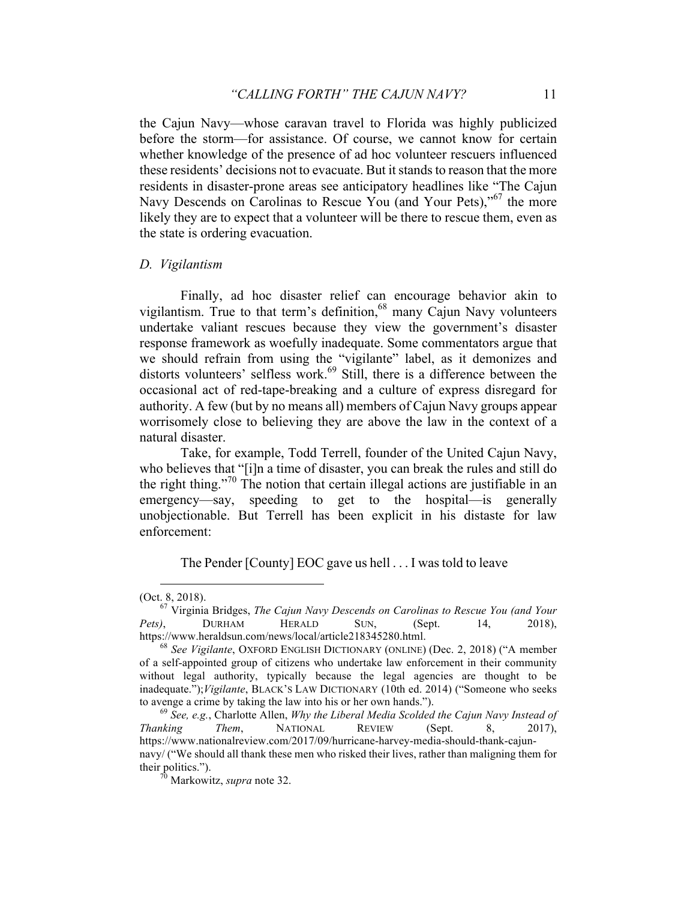the Cajun Navy—whose caravan travel to Florida was highly publicized before the storm—for assistance. Of course, we cannot know for certain whether knowledge of the presence of ad hoc volunteer rescuers influenced these residents' decisions not to evacuate. But it stands to reason that the more residents in disaster-prone areas see anticipatory headlines like "The Cajun Navy Descends on Carolinas to Rescue You (and Your Pets),"[67] the more likely they are to expect that a volunteer will be there to rescue them, even as the state is ordering evacuation.

### *D. Vigilantism*

Finally, ad hoc disaster relief can encourage behavior akin to vigilantism. True to that term's definition,[68] many Cajun Navy volunteers undertake valiant rescues because they view the government's disaster response framework as woefully inadequate. Some commentators argue that we should refrain from using the "vigilante" label, as it demonizes and distorts volunteers' selfless work.[69] Still, there is a difference between the occasional act of red-tape-breaking and a culture of express disregard for authority. A few (but by no means all) members of Cajun Navy groups appear worrisomely close to believing they are above the law in the context of a natural disaster.

Take, for example, Todd Terrell, founder of the United Cajun Navy, who believes that "[i]n a time of disaster, you can break the rules and still do the right thing."[70] The notion that certain illegal actions are justifiable in an emergency—say, speeding to get to the hospital—is generally unobjectionable. But Terrell has been explicit in his distaste for law enforcement:

> The Pender [County] EOC gave us hell . . . I was told to leave

---

(Oct. 8, 2018).

[67] Virginia Bridges, *The Cajun Navy Descends on Carolinas to Rescue You (and Your Pets)*, DURHAM HERALD SUN, (Sept. 14, 2018), https://www.heraldsun.com/news/local/article218345280.html.

[68] *See Vigilante*, OXFORD ENGLISH DICTIONARY (ONLINE) (Dec. 2, 2018) ("A member of a self-appointed group of citizens who undertake law enforcement in their community without legal authority, typically because the legal agencies are thought to be inadequate.");*Vigilante*, BLACK'S LAW DICTIONARY (10th ed. 2014) ("Someone who seeks to avenge a crime by taking the law into his or her own hands.").

[69] *See, e.g.*, Charlotte Allen, *Why the Liberal Media Scolded the Cajun Navy Instead of Thanking Them*, NATIONAL REVIEW (Sept. 8, 2017), https://www.nationalreview.com/2017/09/hurricane-harvey-media-should-thank-cajun-navy/ ("We should all thank these men who risked their lives, rather than maligning them for their politics.").

[70] Markowitz, *supra* note 32.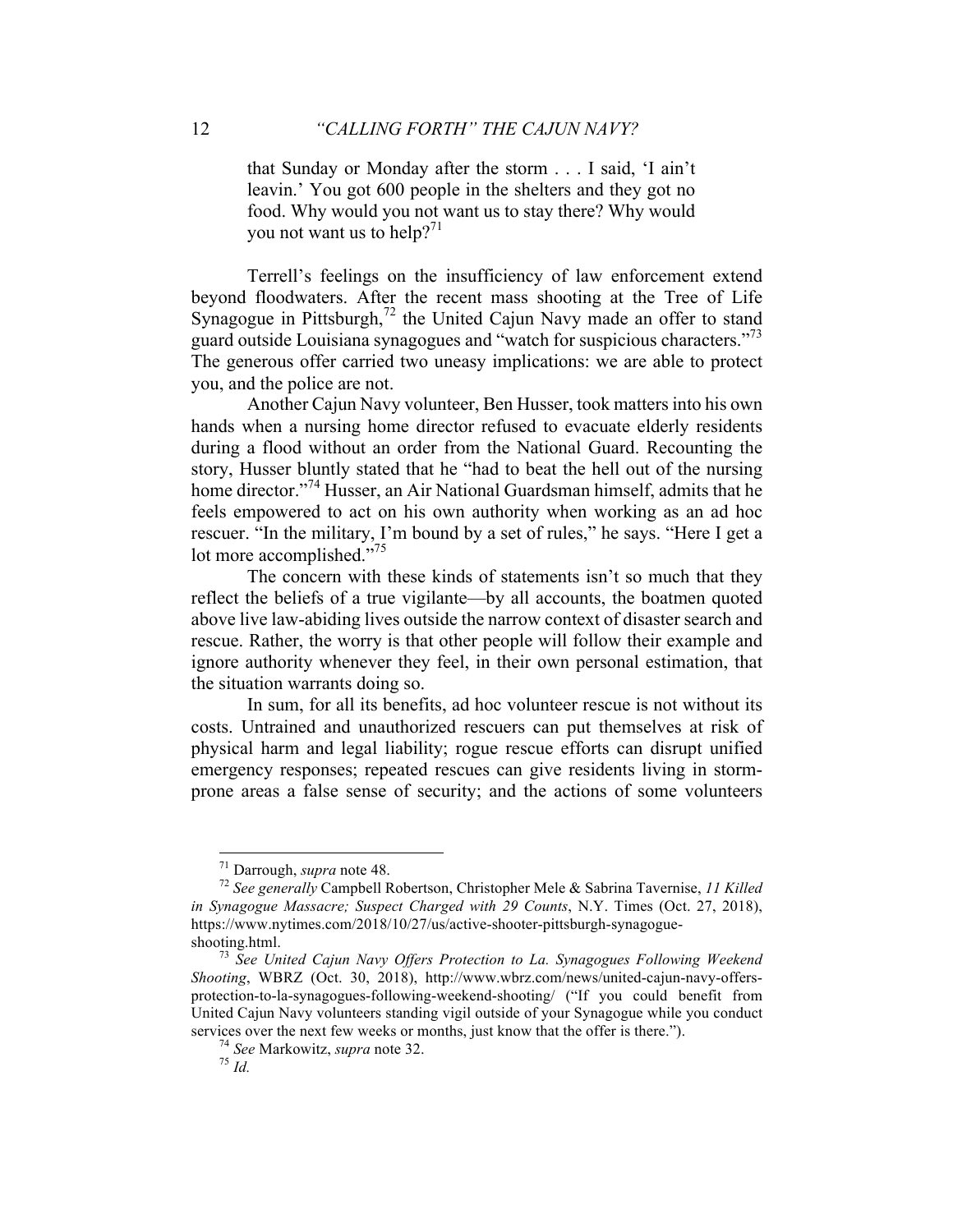> that Sunday or Monday after the storm . . . I said, 'I ain't leavin.' You got 600 people in the shelters and they got no food. Why would you not want us to stay there? Why would you not want us to help?[71]

Terrell's feelings on the insufficiency of law enforcement extend beyond floodwaters. After the recent mass shooting at the Tree of Life Synagogue in Pittsburgh,[72] the United Cajun Navy made an offer to stand guard outside Louisiana synagogues and "watch for suspicious characters."[73] The generous offer carried two uneasy implications: we are able to protect you, and the police are not.

Another Cajun Navy volunteer, Ben Husser, took matters into his own hands when a nursing home director refused to evacuate elderly residents during a flood without an order from the National Guard. Recounting the story, Husser bluntly stated that he "had to beat the hell out of the nursing home director."[74] Husser, an Air National Guardsman himself, admits that he feels empowered to act on his own authority when working as an ad hoc rescuer. "In the military, I'm bound by a set of rules," he says. "Here I get a lot more accomplished."[75]

The concern with these kinds of statements isn't so much that they reflect the beliefs of a true vigilante—by all accounts, the boatmen quoted above live law-abiding lives outside the narrow context of disaster search and rescue. Rather, the worry is that other people will follow their example and ignore authority whenever they feel, in their own personal estimation, that the situation warrants doing so.

In sum, for all its benefits, ad hoc volunteer rescue is not without its costs. Untrained and unauthorized rescuers can put themselves at risk of physical harm and legal liability; rogue rescue efforts can disrupt unified emergency responses; repeated rescues can give residents living in storm-prone areas a false sense of security; and the actions of some volunteers

---

[71] Darrough, *supra* note 48.

[72] *See generally* Campbell Robertson, Christopher Mele & Sabrina Tavernise, *11 Killed in Synagogue Massacre; Suspect Charged with 29 Counts*, N.Y. Times (Oct. 27, 2018), https://www.nytimes.com/2018/10/27/us/active-shooter-pittsburgh-synagogue-shooting.html.

[73] *See United Cajun Navy Offers Protection to La. Synagogues Following Weekend Shooting*, WBRZ (Oct. 30, 2018), http://www.wbrz.com/news/united-cajun-navy-offers-protection-to-la-synagogues-following-weekend-shooting/ ("If you could benefit from United Cajun Navy volunteers standing vigil outside of your Synagogue while you conduct services over the next few weeks or months, just know that the offer is there.").

[74] *See* Markowitz, *supra* note 32.

[75] *Id.*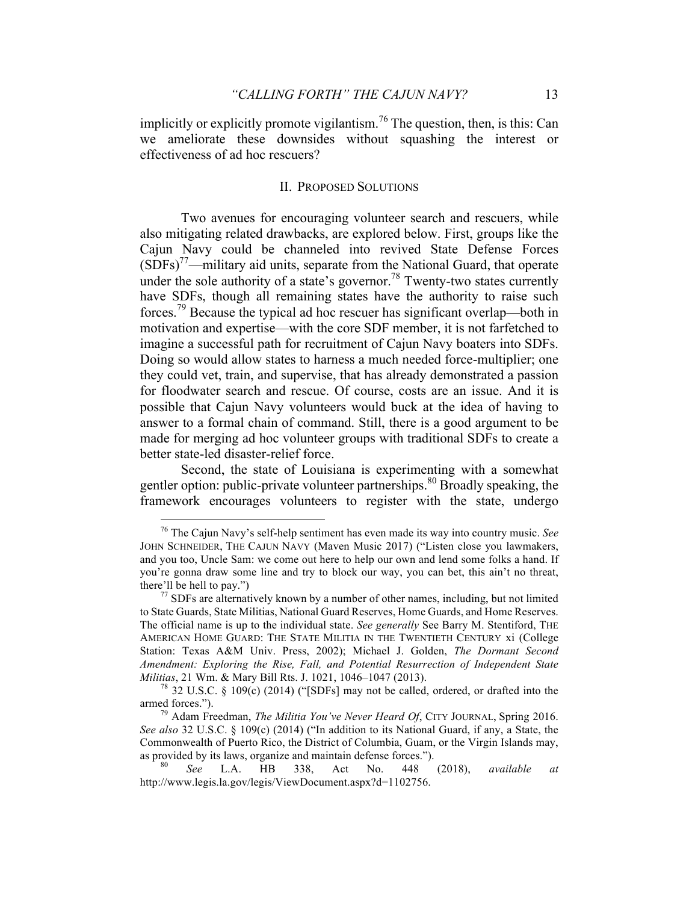implicitly or explicitly promote vigilantism.[76] The question, then, is this: Can we ameliorate these downsides without squashing the interest or effectiveness of ad hoc rescuers?

## II. PROPOSED SOLUTIONS

Two avenues for encouraging volunteer search and rescuers, while also mitigating related drawbacks, are explored below. First, groups like the Cajun Navy could be channeled into revived State Defense Forces (SDFs)[77]—military aid units, separate from the National Guard, that operate under the sole authority of a state's governor.[78] Twenty-two states currently have SDFs, though all remaining states have the authority to raise such forces.[79] Because the typical ad hoc rescuer has significant overlap—both in motivation and expertise—with the core SDF member, it is not farfetched to imagine a successful path for recruitment of Cajun Navy boaters into SDFs. Doing so would allow states to harness a much needed force-multiplier; one they could vet, train, and supervise, that has already demonstrated a passion for floodwater search and rescue. Of course, costs are an issue. And it is possible that Cajun Navy volunteers would buck at the idea of having to answer to a formal chain of command. Still, there is a good argument to be made for merging ad hoc volunteer groups with traditional SDFs to create a better state-led disaster-relief force.

Second, the state of Louisiana is experimenting with a somewhat gentler option: public-private volunteer partnerships.[80] Broadly speaking, the framework encourages volunteers to register with the state, undergo

---

[76] The Cajun Navy's self-help sentiment has even made its way into country music. *See* JOHN SCHNEIDER, THE CAJUN NAVY (Maven Music 2017) ("Listen close you lawmakers, and you too, Uncle Sam: we come out here to help our own and lend some folks a hand. If you're gonna draw some line and try to block our way, you can bet, this ain't no threat, there'll be hell to pay.")

[77] SDFs are alternatively known by a number of other names, including, but not limited to State Guards, State Militias, National Guard Reserves, Home Guards, and Home Reserves. The official name is up to the individual state. *See generally* See Barry M. Stentiford, THE AMERICAN HOME GUARD: THE STATE MILITIA IN THE TWENTIETH CENTURY xi (College Station: Texas A&M Univ. Press, 2002); Michael J. Golden, *The Dormant Second Amendment: Exploring the Rise, Fall, and Potential Resurrection of Independent State Militias*, 21 Wm. & Mary Bill Rts. J. 1021, 1046–1047 (2013).

[78] 32 U.S.C. § 109(c) (2014) ("[SDFs] may not be called, ordered, or drafted into the armed forces.").

[79] Adam Freedman, *The Militia You've Never Heard Of*, CITY JOURNAL, Spring 2016. *See also* 32 U.S.C. § 109(c) (2014) ("In addition to its National Guard, if any, a State, the Commonwealth of Puerto Rico, the District of Columbia, Guam, or the Virgin Islands may, as provided by its laws, organize and maintain defense forces.").

[80] *See* L.A. HB 338, Act No. 448 (2018), *available at* http://www.legis.la.gov/legis/ViewDocument.aspx?d=1102756.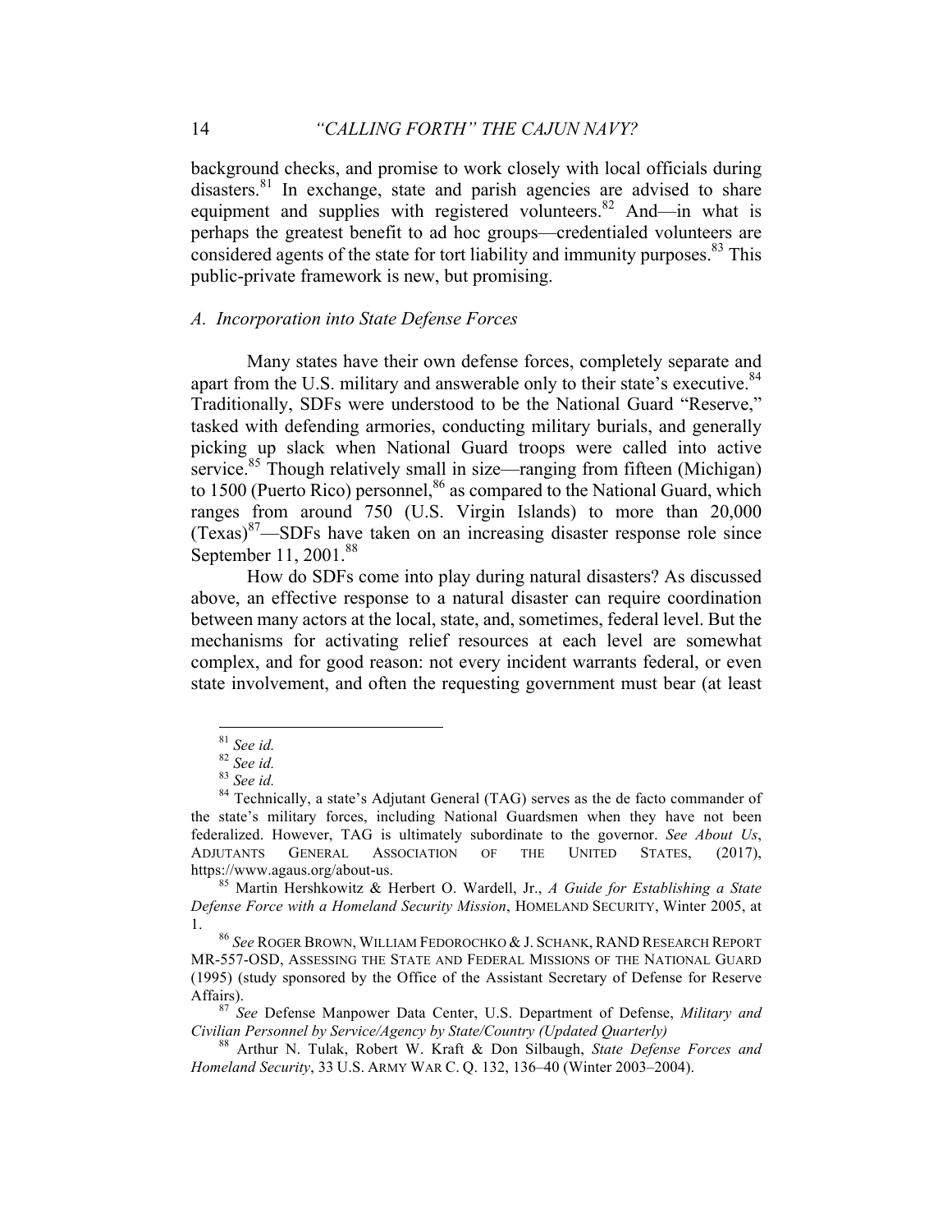background checks, and promise to work closely with local officials during disasters.[81] In exchange, state and parish agencies are advised to share equipment and supplies with registered volunteers.[82] And—in what is perhaps the greatest benefit to ad hoc groups—credentialed volunteers are considered agents of the state for tort liability and immunity purposes.[83] This public-private framework is new, but promising.

### *A. Incorporation into State Defense Forces*

Many states have their own defense forces, completely separate and apart from the U.S. military and answerable only to their state's executive.[84] Traditionally, SDFs were understood to be the National Guard "Reserve," tasked with defending armories, conducting military burials, and generally picking up slack when National Guard troops were called into active service.[85] Though relatively small in size—ranging from fifteen (Michigan) to 1500 (Puerto Rico) personnel,[86] as compared to the National Guard, which ranges from around 750 (U.S. Virgin Islands) to more than 20,000 (Texas)[87]—SDFs have taken on an increasing disaster response role since September 11, 2001.[88]

How do SDFs come into play during natural disasters? As discussed above, an effective response to a natural disaster can require coordination between many actors at the local, state, and, sometimes, federal level. But the mechanisms for activating relief resources at each level are somewhat complex, and for good reason: not every incident warrants federal, or even state involvement, and often the requesting government must bear (at least

---

[81] *See id.*

[82] *See id.*

[83] *See id.*

[84] Technically, a state's Adjutant General (TAG) serves as the de facto commander of the state's military forces, including National Guardsmen when they have not been federalized. However, TAG is ultimately subordinate to the governor. *See About Us*, ADJUTANTS GENERAL ASSOCIATION OF THE UNITED STATES, (2017), https://www.agaus.org/about-us.

[85] Martin Hershkowitz & Herbert O. Wardell, Jr., *A Guide for Establishing a State Defense Force with a Homeland Security Mission*, HOMELAND SECURITY, Winter 2005, at 1.

[86] *See* ROGER BROWN, WILLIAM FEDOROCHKO & J. SCHANK, RAND RESEARCH REPORT MR-557-OSD, ASSESSING THE STATE AND FEDERAL MISSIONS OF THE NATIONAL GUARD (1995) (study sponsored by the Office of the Assistant Secretary of Defense for Reserve Affairs).

[87] *See* Defense Manpower Data Center, U.S. Department of Defense, *Military and Civilian Personnel by Service/Agency by State/Country (Updated Quarterly)*

[88] Arthur N. Tulak, Robert W. Kraft & Don Silbaugh, *State Defense Forces and Homeland Security*, 33 U.S. ARMY WAR C. Q. 132, 136–40 (Winter 2003–2004).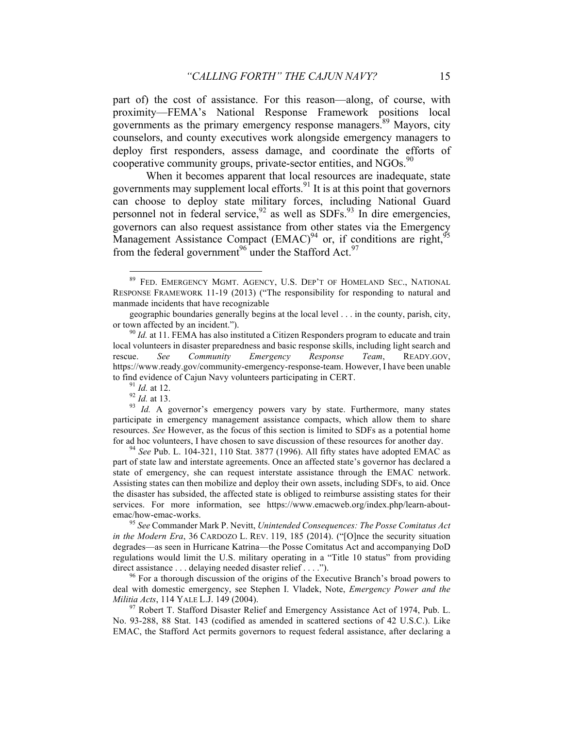part of) the cost of assistance. For this reason—along, of course, with proximity—FEMA's National Response Framework positions local governments as the primary emergency response managers.[89] Mayors, city counselors, and county executives work alongside emergency managers to deploy first responders, assess damage, and coordinate the efforts of cooperative community groups, private-sector entities, and NGOs.[90]

When it becomes apparent that local resources are inadequate, state governments may supplement local efforts.[91] It is at this point that governors can choose to deploy state military forces, including National Guard personnel not in federal service,[92] as well as SDFs.[93] In dire emergencies, governors can also request assistance from other states via the Emergency Management Assistance Compact (EMAC)[94] or, if conditions are right,[95] from the federal government[96] under the Stafford Act.[97]

---

[89] FED. EMERGENCY MGMT. AGENCY, U.S. DEP'T OF HOMELAND SEC., NATIONAL RESPONSE FRAMEWORK 11-19 (2013) ("The responsibility for responding to natural and manmade incidents that have recognizable

geographic boundaries generally begins at the local level . . . in the county, parish, city, or town affected by an incident.").

[90] *Id.* at 11. FEMA has also instituted a Citizen Responders program to educate and train local volunteers in disaster preparedness and basic response skills, including light search and rescue. *See Community Emergency Response Team*, READY.GOV, https://www.ready.gov/community-emergency-response-team. However, I have been unable to find evidence of Cajun Navy volunteers participating in CERT.

[91] *Id.* at 12.

[92] *Id.* at 13.

[93] *Id.* A governor's emergency powers vary by state. Furthermore, many states participate in emergency management assistance compacts, which allow them to share resources. *See* However, as the focus of this section is limited to SDFs as a potential home for ad hoc volunteers, I have chosen to save discussion of these resources for another day.

[94] *See* Pub. L. 104-321, 110 Stat. 3877 (1996). All fifty states have adopted EMAC as part of state law and interstate agreements. Once an affected state's governor has declared a state of emergency, she can request interstate assistance through the EMAC network. Assisting states can then mobilize and deploy their own assets, including SDFs, to aid. Once the disaster has subsided, the affected state is obliged to reimburse assisting states for their services. For more information, see https://www.emacweb.org/index.php/learn-about-emac/how-emac-works.

[95] *See* Commander Mark P. Nevitt, *Unintended Consequences: The Posse Comitatus Act in the Modern Era*, 36 CARDOZO L. REV. 119, 185 (2014). ("[O]nce the security situation degrades—as seen in Hurricane Katrina—the Posse Comitatus Act and accompanying DoD regulations would limit the U.S. military operating in a "Title 10 status" from providing direct assistance . . . delaying needed disaster relief . . . .").

[96] For a thorough discussion of the origins of the Executive Branch's broad powers to deal with domestic emergency, see Stephen I. Vladek, Note, *Emergency Power and the Militia Acts*, 114 YALE L.J. 149 (2004).

[97] Robert T. Stafford Disaster Relief and Emergency Assistance Act of 1974, Pub. L. No. 93-288, 88 Stat. 143 (codified as amended in scattered sections of 42 U.S.C.). Like EMAC, the Stafford Act permits governors to request federal assistance, after declaring a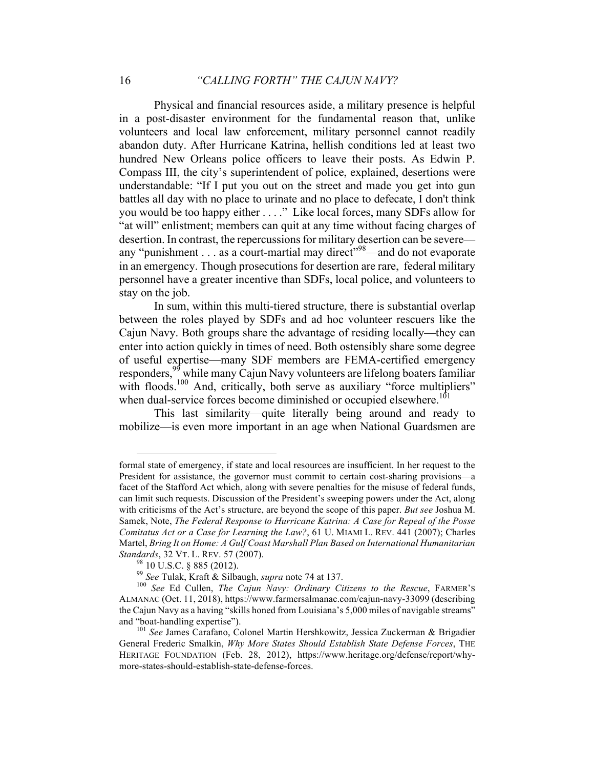Physical and financial resources aside, a military presence is helpful in a post-disaster environment for the fundamental reason that, unlike volunteers and local law enforcement, military personnel cannot readily abandon duty. After Hurricane Katrina, hellish conditions led at least two hundred New Orleans police officers to leave their posts. As Edwin P. Compass III, the city's superintendent of police, explained, desertions were understandable: "If I put you out on the street and made you get into gun battles all day with no place to urinate and no place to defecate, I don't think you would be too happy either . . . ." Like local forces, many SDFs allow for "at will" enlistment; members can quit at any time without facing charges of desertion. In contrast, the repercussions for military desertion can be severe—any "punishment . . . as a court-martial may direct"[98]—and do not evaporate in an emergency. Though prosecutions for desertion are rare, federal military personnel have a greater incentive than SDFs, local police, and volunteers to stay on the job.

In sum, within this multi-tiered structure, there is substantial overlap between the roles played by SDFs and ad hoc volunteer rescuers like the Cajun Navy. Both groups share the advantage of residing locally—they can enter into action quickly in times of need. Both ostensibly share some degree of useful expertise—many SDF members are FEMA-certified emergency responders,[99] while many Cajun Navy volunteers are lifelong boaters familiar with floods.[100] And, critically, both serve as auxiliary "force multipliers" when dual-service forces become diminished or occupied elsewhere.[101]

This last similarity—quite literally being around and ready to mobilize—is even more important in an age when National Guardsmen are

---

formal state of emergency, if state and local resources are insufficient. In her request to the President for assistance, the governor must commit to certain cost-sharing provisions—a facet of the Stafford Act which, along with severe penalties for the misuse of federal funds, can limit such requests. Discussion of the President's sweeping powers under the Act, along with criticisms of the Act's structure, are beyond the scope of this paper. *But see* Joshua M. Samek, Note, *The Federal Response to Hurricane Katrina: A Case for Repeal of the Posse Comitatus Act or a Case for Learning the Law?*, 61 U. MIAMI L. REV. 441 (2007); Charles Martel, *Bring It on Home: A Gulf Coast Marshall Plan Based on International Humanitarian Standards*, 32 VT. L. REV. 57 (2007).

[98] 10 U.S.C. § 885 (2012).

[99] *See* Tulak, Kraft & Silbaugh, *supra* note 74 at 137.

[100] *See* Ed Cullen, *The Cajun Navy: Ordinary Citizens to the Rescue*, FARMER'S ALMANAC (Oct. 11, 2018), https://www.farmersalmanac.com/cajun-navy-33099 (describing the Cajun Navy as a having "skills honed from Louisiana's 5,000 miles of navigable streams" and "boat-handling expertise").

[101] *See* James Carafano, Colonel Martin Hershkowitz, Jessica Zuckerman & Brigadier General Frederic Smalkin, *Why More States Should Establish State Defense Forces*, THE HERITAGE FOUNDATION (Feb. 28, 2012), https://www.heritage.org/defense/report/why-more-states-should-establish-state-defense-forces.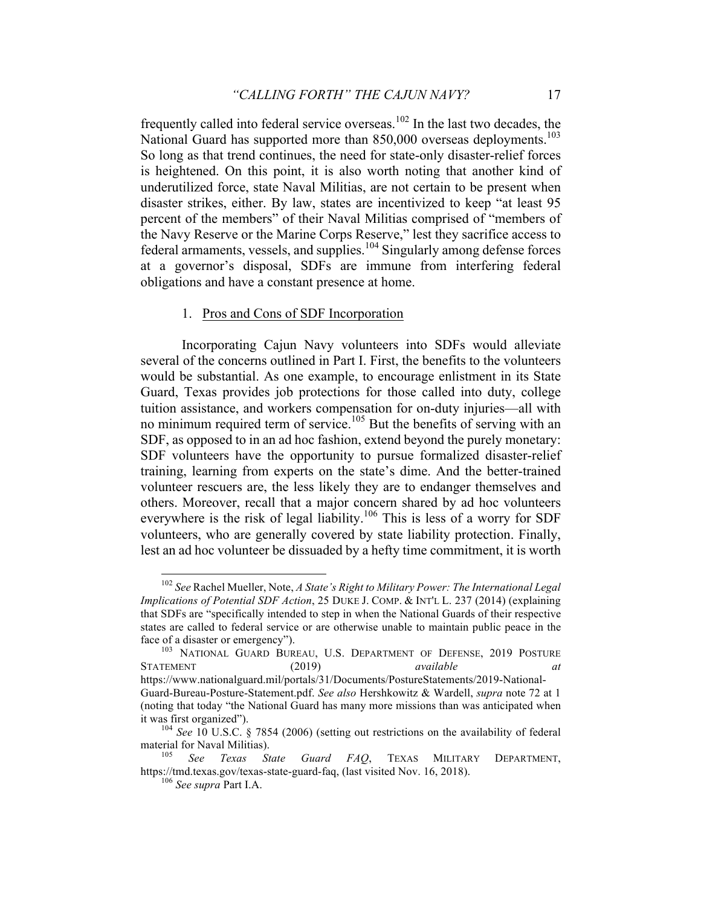frequently called into federal service overseas.[102] In the last two decades, the National Guard has supported more than 850,000 overseas deployments.[103] So long as that trend continues, the need for state-only disaster-relief forces is heightened. On this point, it is also worth noting that another kind of underutilized force, state Naval Militias, are not certain to be present when disaster strikes, either. By law, states are incentivized to keep "at least 95 percent of the members" of their Naval Militias comprised of "members of the Navy Reserve or the Marine Corps Reserve," lest they sacrifice access to federal armaments, vessels, and supplies.[104] Singularly among defense forces at a governor's disposal, SDFs are immune from interfering federal obligations and have a constant presence at home.

### 1. Pros and Cons of SDF Incorporation

Incorporating Cajun Navy volunteers into SDFs would alleviate several of the concerns outlined in Part I. First, the benefits to the volunteers would be substantial. As one example, to encourage enlistment in its State Guard, Texas provides job protections for those called into duty, college tuition assistance, and workers compensation for on-duty injuries—all with no minimum required term of service.[105] But the benefits of serving with an SDF, as opposed to in an ad hoc fashion, extend beyond the purely monetary: SDF volunteers have the opportunity to pursue formalized disaster-relief training, learning from experts on the state's dime. And the better-trained volunteer rescuers are, the less likely they are to endanger themselves and others. Moreover, recall that a major concern shared by ad hoc volunteers everywhere is the risk of legal liability.[106] This is less of a worry for SDF volunteers, who are generally covered by state liability protection. Finally, lest an ad hoc volunteer be dissuaded by a hefty time commitment, it is worth

---

[102] *See* Rachel Mueller, Note, *A State's Right to Military Power: The International Legal Implications of Potential SDF Action*, 25 DUKE J. COMP. & INT'L L. 237 (2014) (explaining that SDFs are "specifically intended to step in when the National Guards of their respective states are called to federal service or are otherwise unable to maintain public peace in the face of a disaster or emergency").

[103] NATIONAL GUARD BUREAU, U.S. DEPARTMENT OF DEFENSE, 2019 POSTURE STATEMENT (2019) *available at* https://www.nationalguard.mil/portals/31/Documents/PostureStatements/2019-National-Guard-Bureau-Posture-Statement.pdf. *See also* Hershkowitz & Wardell, *supra* note 72 at 1 (noting that today "the National Guard has many more missions than was anticipated when it was first organized").

[104] *See* 10 U.S.C. § 7854 (2006) (setting out restrictions on the availability of federal material for Naval Militias).

[105] *See Texas State Guard FAQ*, TEXAS MILITARY DEPARTMENT, https://tmd.texas.gov/texas-state-guard-faq, (last visited Nov. 16, 2018).

[106] *See supra* Part I.A.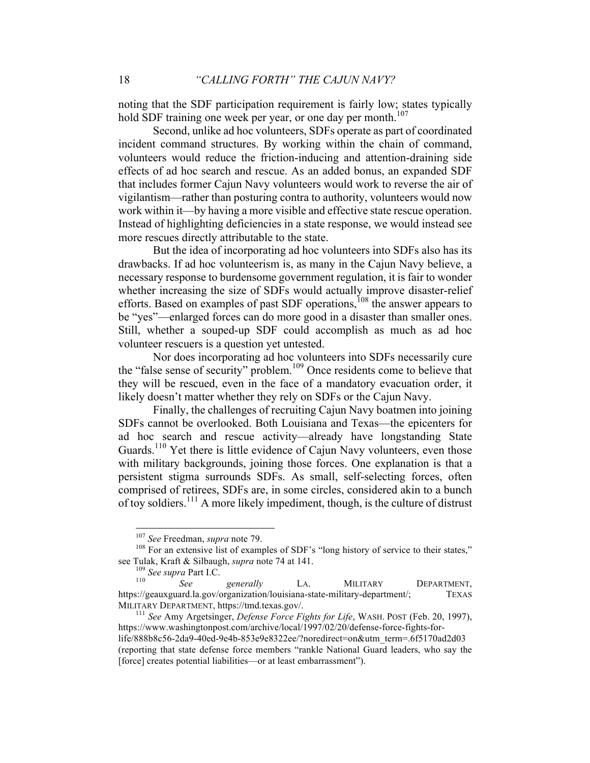noting that the SDF participation requirement is fairly low; states typically hold SDF training one week per year, or one day per month.[107]

Second, unlike ad hoc volunteers, SDFs operate as part of coordinated incident command structures. By working within the chain of command, volunteers would reduce the friction-inducing and attention-draining side effects of ad hoc search and rescue. As an added bonus, an expanded SDF that includes former Cajun Navy volunteers would work to reverse the air of vigilantism—rather than posturing contra to authority, volunteers would now work within it—by having a more visible and effective state rescue operation. Instead of highlighting deficiencies in a state response, we would instead see more rescues directly attributable to the state.

But the idea of incorporating ad hoc volunteers into SDFs also has its drawbacks. If ad hoc volunteerism is, as many in the Cajun Navy believe, a necessary response to burdensome government regulation, it is fair to wonder whether increasing the size of SDFs would actually improve disaster-relief efforts. Based on examples of past SDF operations,[108] the answer appears to be "yes"—enlarged forces can do more good in a disaster than smaller ones. Still, whether a souped-up SDF could accomplish as much as ad hoc volunteer rescuers is a question yet untested.

Nor does incorporating ad hoc volunteers into SDFs necessarily cure the "false sense of security" problem.[109] Once residents come to believe that they will be rescued, even in the face of a mandatory evacuation order, it likely doesn't matter whether they rely on SDFs or the Cajun Navy.

Finally, the challenges of recruiting Cajun Navy boatmen into joining SDFs cannot be overlooked. Both Louisiana and Texas—the epicenters for ad hoc search and rescue activity—already have longstanding State Guards.[110] Yet there is little evidence of Cajun Navy volunteers, even those with military backgrounds, joining those forces. One explanation is that a persistent stigma surrounds SDFs. As small, self-selecting forces, often comprised of retirees, SDFs are, in some circles, considered akin to a bunch of toy soldiers.[111] A more likely impediment, though, is the culture of distrust

---

[107] *See* Freedman, *supra* note 79.

[108] For an extensive list of examples of SDF's "long history of service to their states," see Tulak, Kraft & Silbaugh, *supra* note 74 at 141.

[109] *See supra* Part I.C.

[110] *See generally* LA. MILITARY DEPARTMENT, https://geauxguard.la.gov/organization/louisiana-state-military-department/; TEXAS MILITARY DEPARTMENT, https://tmd.texas.gov/.

[111] *See* Amy Argetsinger, *Defense Force Fights for Life*, WASH. POST (Feb. 20, 1997), https://www.washingtonpost.com/archive/local/1997/02/20/defense-force-fights-for-life/888b8c56-2da9-40ed-9e4b-853e9e8322ee/?noredirect=on&utm_term=.6f5170ad2d03 (reporting that state defense force members "rankle National Guard leaders, who say the [force] creates potential liabilities—or at least embarrassment").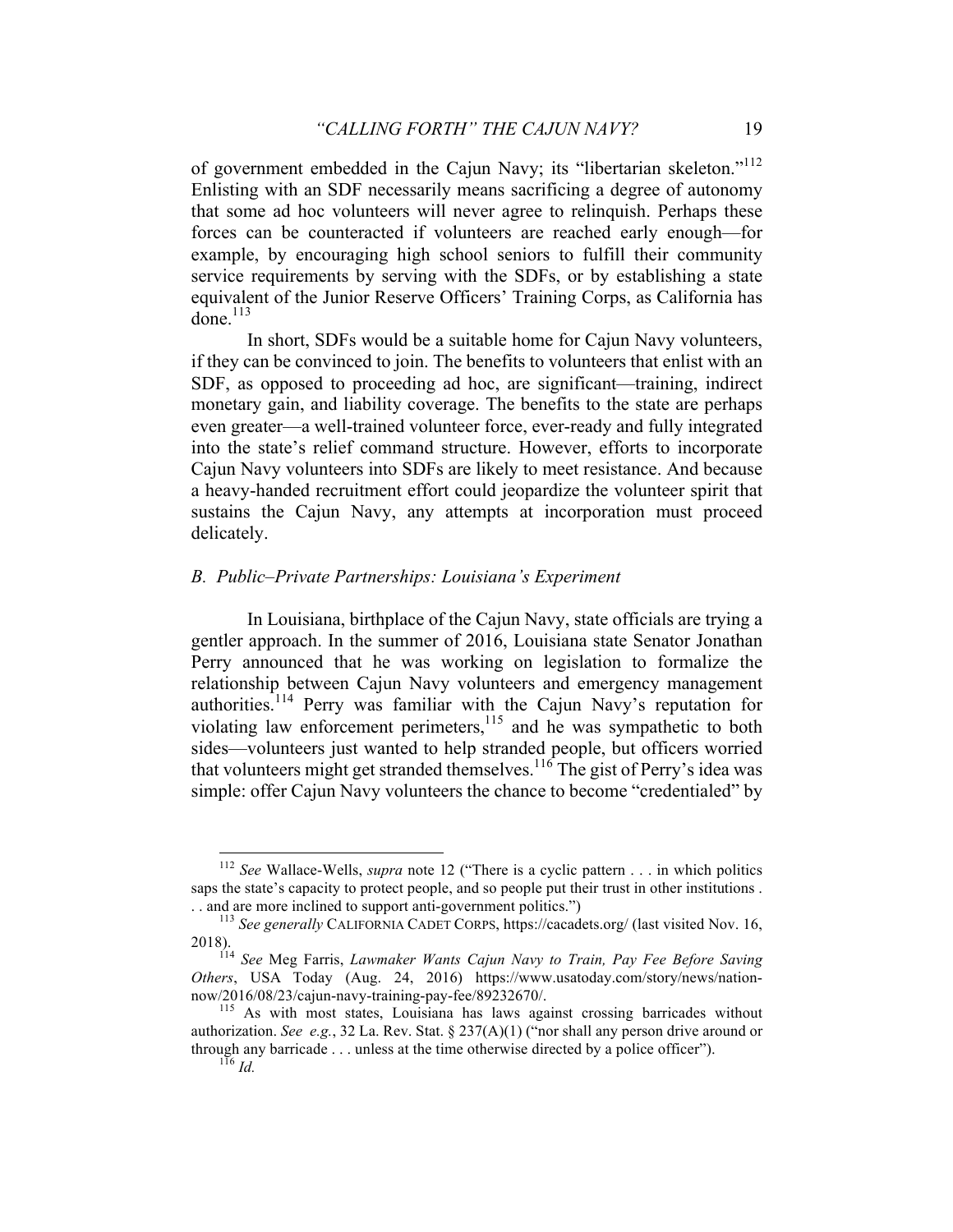of government embedded in the Cajun Navy; its "libertarian skeleton."[112] Enlisting with an SDF necessarily means sacrificing a degree of autonomy that some ad hoc volunteers will never agree to relinquish. Perhaps these forces can be counteracted if volunteers are reached early enough—for example, by encouraging high school seniors to fulfill their community service requirements by serving with the SDFs, or by establishing a state equivalent of the Junior Reserve Officers' Training Corps, as California has done.[113]

In short, SDFs would be a suitable home for Cajun Navy volunteers, if they can be convinced to join. The benefits to volunteers that enlist with an SDF, as opposed to proceeding ad hoc, are significant—training, indirect monetary gain, and liability coverage. The benefits to the state are perhaps even greater—a well-trained volunteer force, ever-ready and fully integrated into the state's relief command structure. However, efforts to incorporate Cajun Navy volunteers into SDFs are likely to meet resistance. And because a heavy-handed recruitment effort could jeopardize the volunteer spirit that sustains the Cajun Navy, any attempts at incorporation must proceed delicately.

### *B. Public–Private Partnerships: Louisiana's Experiment*

In Louisiana, birthplace of the Cajun Navy, state officials are trying a gentler approach. In the summer of 2016, Louisiana state Senator Jonathan Perry announced that he was working on legislation to formalize the relationship between Cajun Navy volunteers and emergency management authorities.[114] Perry was familiar with the Cajun Navy's reputation for violating law enforcement perimeters,[115] and he was sympathetic to both sides—volunteers just wanted to help stranded people, but officers worried that volunteers might get stranded themselves.[116] The gist of Perry's idea was simple: offer Cajun Navy volunteers the chance to become "credentialed" by

---

[112] *See* Wallace-Wells, *supra* note 12 ("There is a cyclic pattern . . . in which politics saps the state's capacity to protect people, and so people put their trust in other institutions . . . and are more inclined to support anti-government politics.")

[113] *See generally* CALIFORNIA CADET CORPS, https://cacadets.org/ (last visited Nov. 16, 2018).

[114] *See* Meg Farris, *Lawmaker Wants Cajun Navy to Train, Pay Fee Before Saving Others*, USA Today (Aug. 24, 2016) https://www.usatoday.com/story/news/nation-now/2016/08/23/cajun-navy-training-pay-fee/89232670/.

[115] As with most states, Louisiana has laws against crossing barricades without authorization. *See e.g.*, 32 La. Rev. Stat. § 237(A)(1) ("nor shall any person drive around or through any barricade . . . unless at the time otherwise directed by a police officer").

[116] *Id.*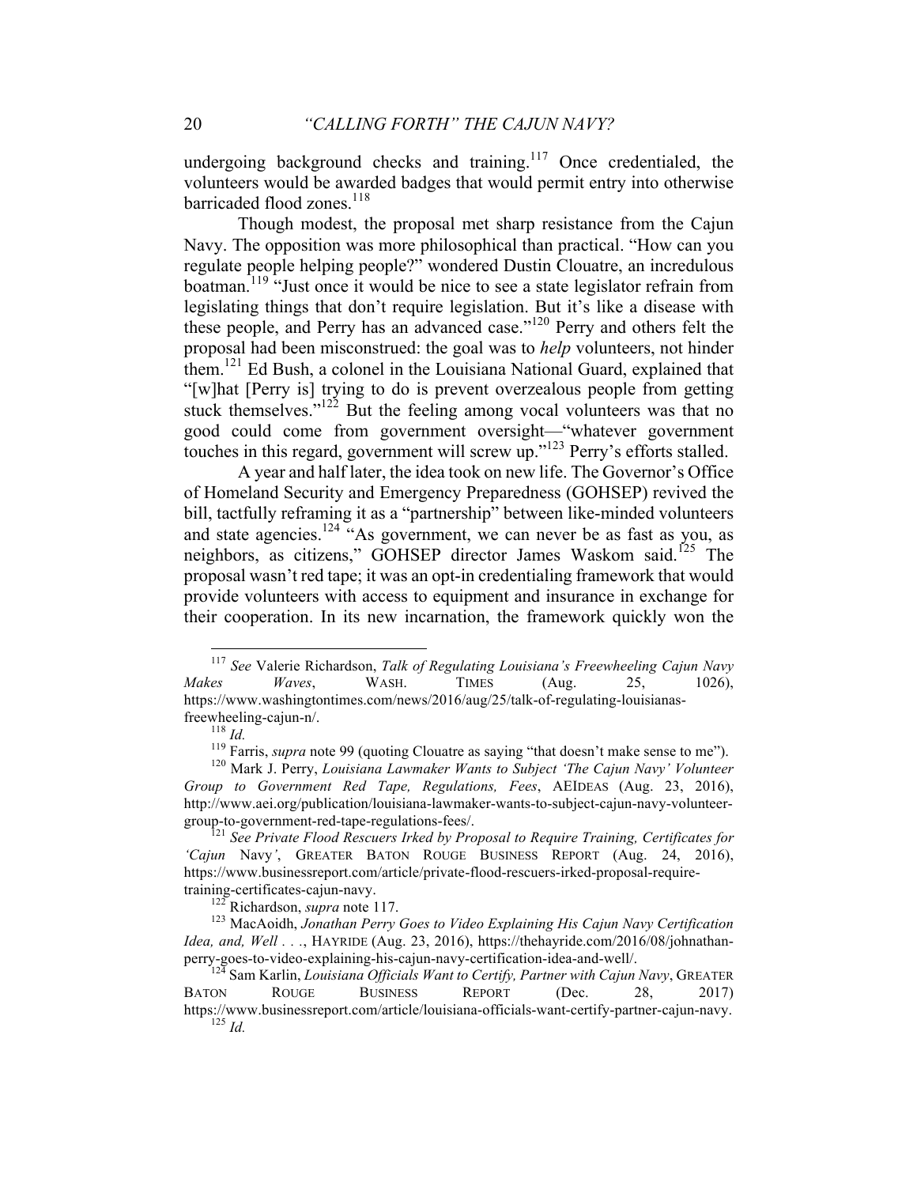undergoing background checks and training.[117] Once credentialed, the volunteers would be awarded badges that would permit entry into otherwise barricaded flood zones.[118]

Though modest, the proposal met sharp resistance from the Cajun Navy. The opposition was more philosophical than practical. "How can you regulate people helping people?" wondered Dustin Clouatre, an incredulous boatman.[119] "Just once it would be nice to see a state legislator refrain from legislating things that don't require legislation. But it's like a disease with these people, and Perry has an advanced case."[120] Perry and others felt the proposal had been misconstrued: the goal was to *help* volunteers, not hinder them.[121] Ed Bush, a colonel in the Louisiana National Guard, explained that "[w]hat [Perry is] trying to do is prevent overzealous people from getting stuck themselves."[122] But the feeling among vocal volunteers was that no good could come from government oversight—"whatever government touches in this regard, government will screw up."[123] Perry's efforts stalled.

A year and half later, the idea took on new life. The Governor's Office of Homeland Security and Emergency Preparedness (GOHSEP) revived the bill, tactfully reframing it as a "partnership" between like-minded volunteers and state agencies.[124] "As government, we can never be as fast as you, as neighbors, as citizens," GOHSEP director James Waskom said.[125] The proposal wasn't red tape; it was an opt-in credentialing framework that would provide volunteers with access to equipment and insurance in exchange for their cooperation. In its new incarnation, the framework quickly won the

---

[117] *See* Valerie Richardson, *Talk of Regulating Louisiana's Freewheeling Cajun Navy Makes Waves*, WASH. TIMES (Aug. 25, 1026), https://www.washingtontimes.com/news/2016/aug/25/talk-of-regulating-louisianas-freewheeling-cajun-n/.

[118] *Id.*

[119] Farris, *supra* note 99 (quoting Clouatre as saying "that doesn't make sense to me").

[120] Mark J. Perry, *Louisiana Lawmaker Wants to Subject 'The Cajun Navy' Volunteer Group to Government Red Tape, Regulations, Fees*, AEIDEAS (Aug. 23, 2016), http://www.aei.org/publication/louisiana-lawmaker-wants-to-subject-cajun-navy-volunteer-group-to-government-red-tape-regulations-fees/.

[121] *See Private Flood Rescuers Irked by Proposal to Require Training, Certificates for 'Cajun* Navy*'*, GREATER BATON ROUGE BUSINESS REPORT (Aug. 24, 2016), https://www.businessreport.com/article/private-flood-rescuers-irked-proposal-require-training-certificates-cajun-navy.

[122] Richardson, *supra* note 117.

[123] MacAoidh, *Jonathan Perry Goes to Video Explaining His Cajun Navy Certification Idea, and, Well . . .*, HAYRIDE (Aug. 23, 2016), https://thehayride.com/2016/08/johnathan-perry-goes-to-video-explaining-his-cajun-navy-certification-idea-and-well/.

[124] Sam Karlin, *Louisiana Officials Want to Certify, Partner with Cajun Navy*, GREATER BATON ROUGE BUSINESS REPORT (Dec. 28, 2017) https://www.businessreport.com/article/louisiana-officials-want-certify-partner-cajun-navy.

[125] *Id.*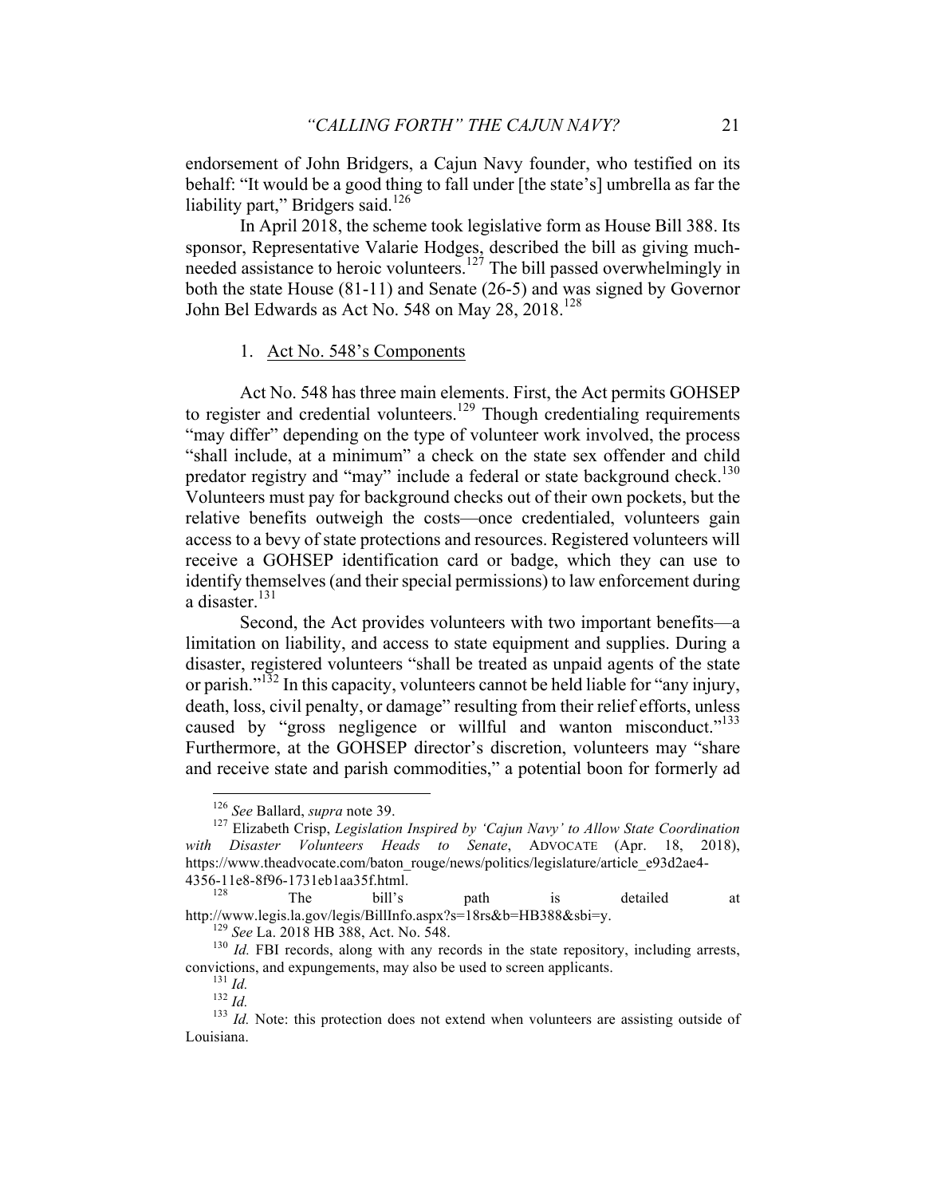endorsement of John Bridgers, a Cajun Navy founder, who testified on its behalf: "It would be a good thing to fall under [the state's] umbrella as far the liability part," Bridgers said.[126]

In April 2018, the scheme took legislative form as House Bill 388. Its sponsor, Representative Valarie Hodges, described the bill as giving much-needed assistance to heroic volunteers.[127] The bill passed overwhelmingly in both the state House (81-11) and Senate (26-5) and was signed by Governor John Bel Edwards as Act No. 548 on May 28, 2018.[128]

1. Act No. 548's Components

Act No. 548 has three main elements. First, the Act permits GOHSEP to register and credential volunteers.[129] Though credentialing requirements "may differ" depending on the type of volunteer work involved, the process "shall include, at a minimum" a check on the state sex offender and child predator registry and "may" include a federal or state background check.[130] Volunteers must pay for background checks out of their own pockets, but the relative benefits outweigh the costs—once credentialed, volunteers gain access to a bevy of state protections and resources. Registered volunteers will receive a GOHSEP identification card or badge, which they can use to identify themselves (and their special permissions) to law enforcement during a disaster.[131]

Second, the Act provides volunteers with two important benefits—a limitation on liability, and access to state equipment and supplies. During a disaster, registered volunteers "shall be treated as unpaid agents of the state or parish."[132] In this capacity, volunteers cannot be held liable for "any injury, death, loss, civil penalty, or damage" resulting from their relief efforts, unless caused by "gross negligence or willful and wanton misconduct."[133] Furthermore, at the GOHSEP director's discretion, volunteers may "share and receive state and parish commodities," a potential boon for formerly ad

---

[126] *See* Ballard, *supra* note 39.

[127] Elizabeth Crisp, *Legislation Inspired by 'Cajun Navy' to Allow State Coordination with Disaster Volunteers Heads to Senate*, ADVOCATE (Apr. 18, 2018), https://www.theadvocate.com/baton_rouge/news/politics/legislature/article_e93d2ae4-4356-11e8-8f96-1731eb1aa35f.html.

[128] The bill's path is detailed at http://www.legis.la.gov/legis/BillInfo.aspx?s=18rs&b=HB388&sbi=y.

[129] *See* La. 2018 HB 388, Act. No. 548.

[130] *Id.* FBI records, along with any records in the state repository, including arrests, convictions, and expungements, may also be used to screen applicants.

[131] *Id.*

[132] *Id.*

[133] *Id.* Note: this protection does not extend when volunteers are assisting outside of Louisiana.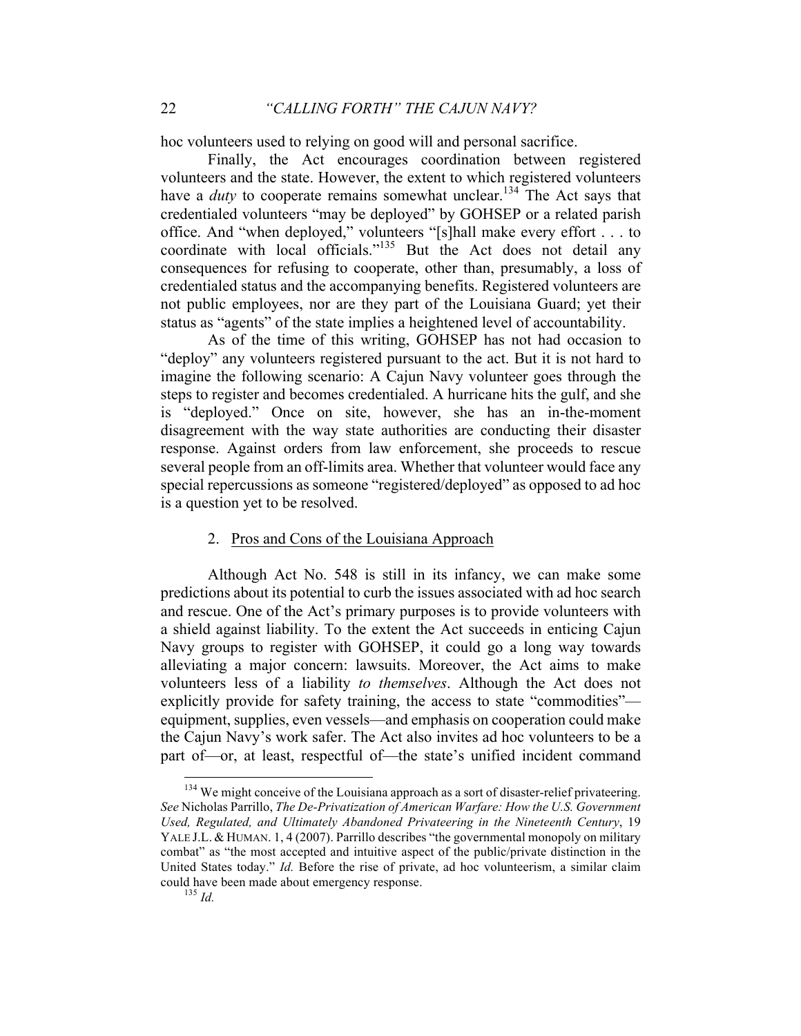hoc volunteers used to relying on good will and personal sacrifice.

Finally, the Act encourages coordination between registered volunteers and the state. However, the extent to which registered volunteers have a *duty* to cooperate remains somewhat unclear.[134] The Act says that credentialed volunteers "may be deployed" by GOHSEP or a related parish office. And "when deployed," volunteers "[s]hall make every effort . . . to coordinate with local officials."[135] But the Act does not detail any consequences for refusing to cooperate, other than, presumably, a loss of credentialed status and the accompanying benefits. Registered volunteers are not public employees, nor are they part of the Louisiana Guard; yet their status as "agents" of the state implies a heightened level of accountability.

As of the time of this writing, GOHSEP has not had occasion to "deploy" any volunteers registered pursuant to the act. But it is not hard to imagine the following scenario: A Cajun Navy volunteer goes through the steps to register and becomes credentialed. A hurricane hits the gulf, and she is "deployed." Once on site, however, she has an in-the-moment disagreement with the way state authorities are conducting their disaster response. Against orders from law enforcement, she proceeds to rescue several people from an off-limits area. Whether that volunteer would face any special repercussions as someone "registered/deployed" as opposed to ad hoc is a question yet to be resolved.

### 2. Pros and Cons of the Louisiana Approach

Although Act No. 548 is still in its infancy, we can make some predictions about its potential to curb the issues associated with ad hoc search and rescue. One of the Act's primary purposes is to provide volunteers with a shield against liability. To the extent the Act succeeds in enticing Cajun Navy groups to register with GOHSEP, it could go a long way towards alleviating a major concern: lawsuits. Moreover, the Act aims to make volunteers less of a liability *to themselves*. Although the Act does not explicitly provide for safety training, the access to state "commodities"—equipment, supplies, even vessels—and emphasis on cooperation could make the Cajun Navy's work safer. The Act also invites ad hoc volunteers to be a part of—or, at least, respectful of—the state's unified incident command

---

[134] We might conceive of the Louisiana approach as a sort of disaster-relief privateering. *See* Nicholas Parrillo, *The De-Privatization of American Warfare: How the U.S. Government Used, Regulated, and Ultimately Abandoned Privateering in the Nineteenth Century*, 19 YALE J.L. & HUMAN. 1, 4 (2007). Parrillo describes "the governmental monopoly on military combat" as "the most accepted and intuitive aspect of the public/private distinction in the United States today." *Id.* Before the rise of private, ad hoc volunteerism, a similar claim could have been made about emergency response.

[135] *Id.*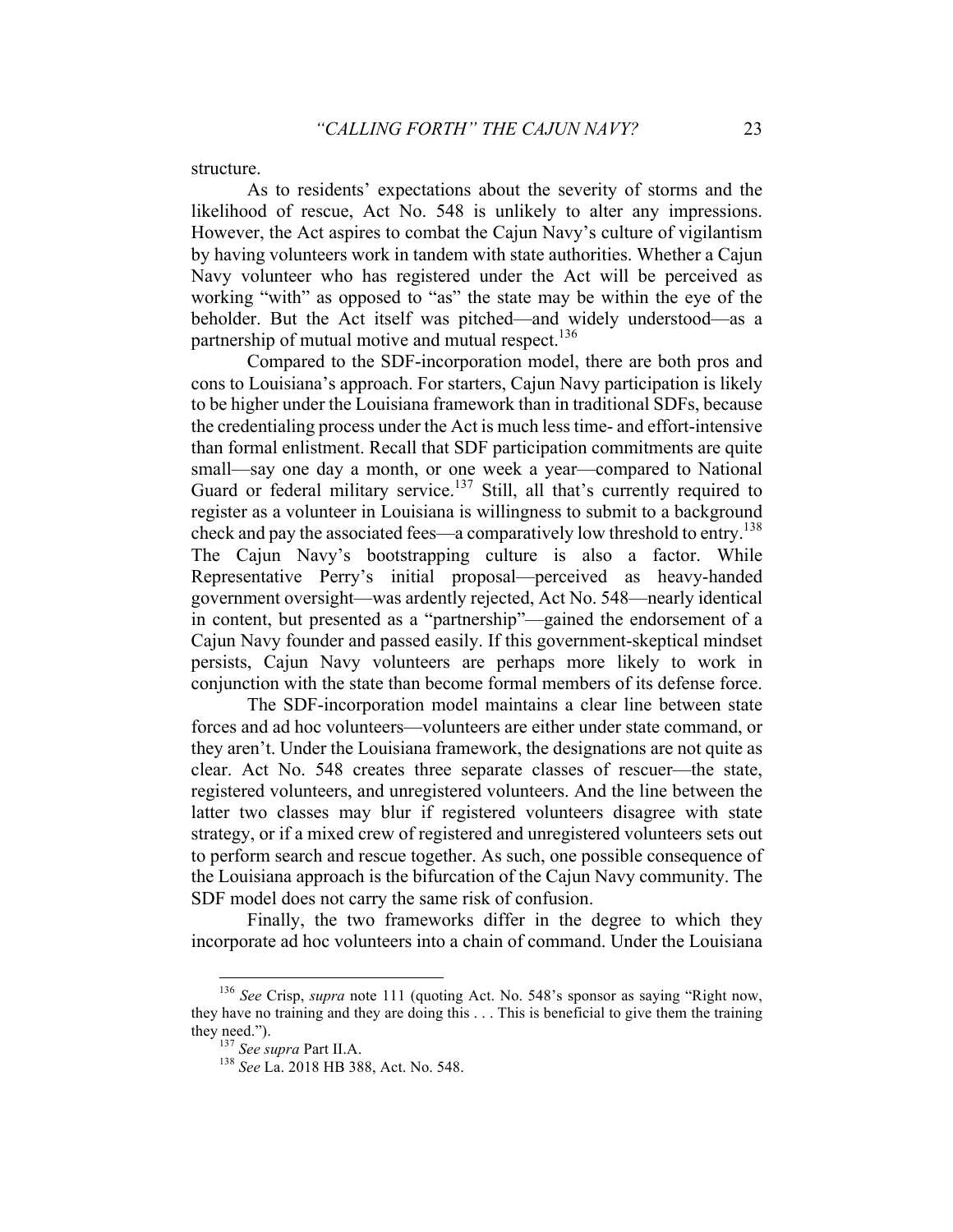structure.

As to residents' expectations about the severity of storms and the likelihood of rescue, Act No. 548 is unlikely to alter any impressions. However, the Act aspires to combat the Cajun Navy's culture of vigilantism by having volunteers work in tandem with state authorities. Whether a Cajun Navy volunteer who has registered under the Act will be perceived as working "with" as opposed to "as" the state may be within the eye of the beholder. But the Act itself was pitched—and widely understood—as a partnership of mutual motive and mutual respect.[136]

Compared to the SDF-incorporation model, there are both pros and cons to Louisiana's approach. For starters, Cajun Navy participation is likely to be higher under the Louisiana framework than in traditional SDFs, because the credentialing process under the Act is much less time- and effort-intensive than formal enlistment. Recall that SDF participation commitments are quite small—say one day a month, or one week a year—compared to National Guard or federal military service.[137] Still, all that's currently required to register as a volunteer in Louisiana is willingness to submit to a background check and pay the associated fees—a comparatively low threshold to entry.[138] The Cajun Navy's bootstrapping culture is also a factor. While Representative Perry's initial proposal—perceived as heavy-handed government oversight—was ardently rejected, Act No. 548—nearly identical in content, but presented as a "partnership"—gained the endorsement of a Cajun Navy founder and passed easily. If this government-skeptical mindset persists, Cajun Navy volunteers are perhaps more likely to work in conjunction with the state than become formal members of its defense force.

The SDF-incorporation model maintains a clear line between state forces and ad hoc volunteers—volunteers are either under state command, or they aren't. Under the Louisiana framework, the designations are not quite as clear. Act No. 548 creates three separate classes of rescuer—the state, registered volunteers, and unregistered volunteers. And the line between the latter two classes may blur if registered volunteers disagree with state strategy, or if a mixed crew of registered and unregistered volunteers sets out to perform search and rescue together. As such, one possible consequence of the Louisiana approach is the bifurcation of the Cajun Navy community. The SDF model does not carry the same risk of confusion.

Finally, the two frameworks differ in the degree to which they incorporate ad hoc volunteers into a chain of command. Under the Louisiana

---

[136] *See* Crisp, *supra* note 111 (quoting Act. No. 548's sponsor as saying "Right now, they have no training and they are doing this . . . This is beneficial to give them the training they need.").

[137] *See supra* Part II.A.

[138] *See* La. 2018 HB 388, Act. No. 548.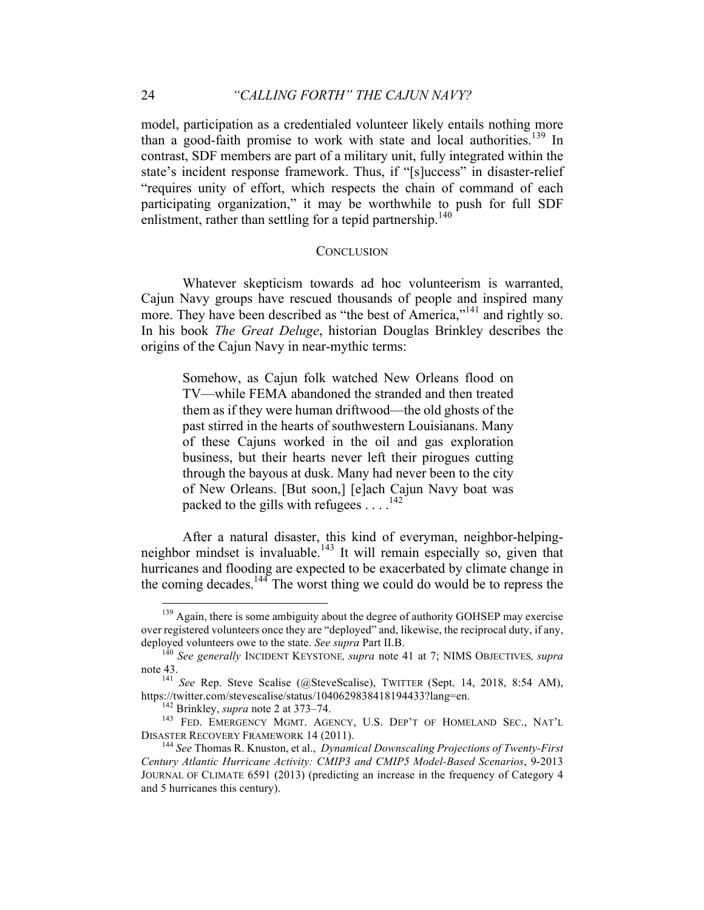model, participation as a credentialed volunteer likely entails nothing more than a good-faith promise to work with state and local authorities.[139] In contrast, SDF members are part of a military unit, fully integrated within the state's incident response framework. Thus, if "[s]uccess" in disaster-relief "requires unity of effort, which respects the chain of command of each participating organization," it may be worthwhile to push for full SDF enlistment, rather than settling for a tepid partnership.[140]

## CONCLUSION

Whatever skepticism towards ad hoc volunteerism is warranted, Cajun Navy groups have rescued thousands of people and inspired many more. They have been described as "the best of America,"[141] and rightly so. In his book *The Great Deluge*, historian Douglas Brinkley describes the origins of the Cajun Navy in near-mythic terms:

> Somehow, as Cajun folk watched New Orleans flood on TV—while FEMA abandoned the stranded and then treated them as if they were human driftwood—the old ghosts of the past stirred in the hearts of southwestern Louisianans. Many of these Cajuns worked in the oil and gas exploration business, but their hearts never left their pirogues cutting through the bayous at dusk. Many had never been to the city of New Orleans. [But soon,] [e]ach Cajun Navy boat was packed to the gills with refugees . . . .[142]

After a natural disaster, this kind of everyman, neighbor-helping-neighbor mindset is invaluable.[143] It will remain especially so, given that hurricanes and flooding are expected to be exacerbated by climate change in the coming decades.[144] The worst thing we could do would be to repress the

---

[139] Again, there is some ambiguity about the degree of authority GOHSEP may exercise over registered volunteers once they are "deployed" and, likewise, the reciprocal duty, if any, deployed volunteers owe to the state. *See supra* Part II.B.

[140] *See generally* INCIDENT KEYSTONE, *supra* note 41 at 7; NIMS OBJECTIVES, *supra* note 43.

[141] *See* Rep. Steve Scalise (@SteveScalise), TWITTER (Sept. 14, 2018, 8:54 AM), https://twitter.com/stevescalise/status/1040629838418194433?lang=en.

[142] Brinkley, *supra* note 2 at 373–74.

[143] FED. EMERGENCY MGMT. AGENCY, U.S. DEP'T OF HOMELAND SEC., NAT'L DISASTER RECOVERY FRAMEWORK 14 (2011).

[144] *See* Thomas R. Knuston, et al., *Dynamical Downscaling Projections of Twenty-First Century Atlantic Hurricane Activity: CMIP3 and CMIP5 Model-Based Scenarios*, 9-2013 JOURNAL OF CLIMATE 6591 (2013) (predicting an increase in the frequency of Category 4 and 5 hurricanes this century).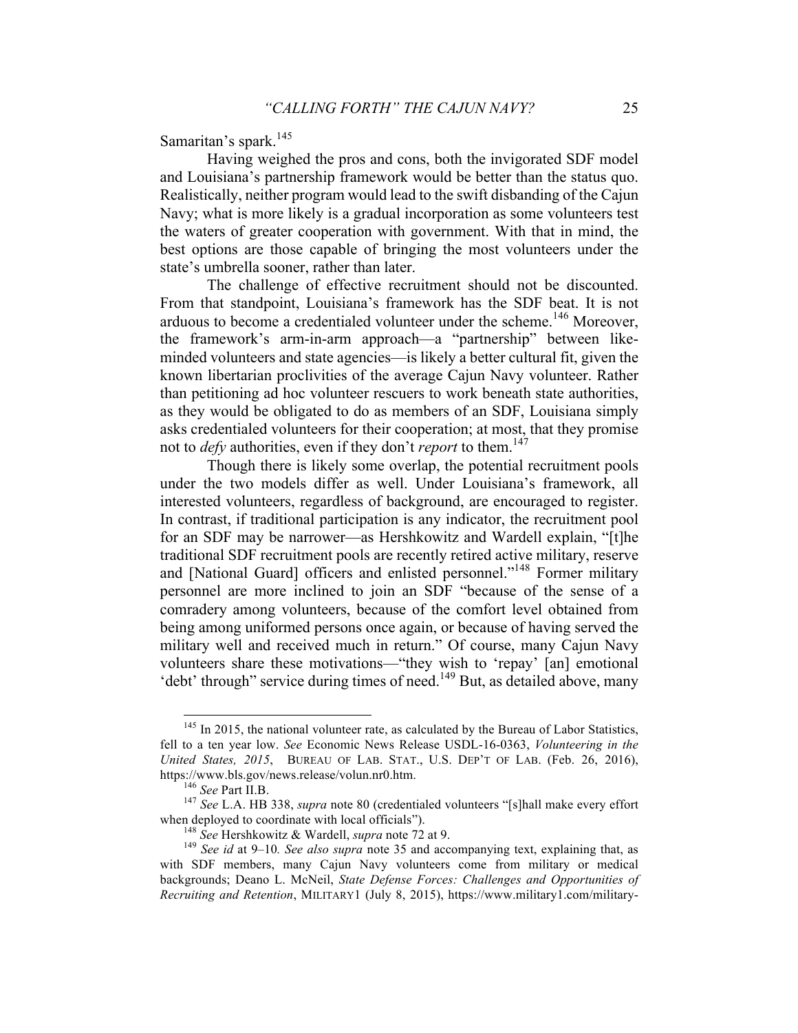Samaritan's spark.[145]

Having weighed the pros and cons, both the invigorated SDF model and Louisiana's partnership framework would be better than the status quo. Realistically, neither program would lead to the swift disbanding of the Cajun Navy; what is more likely is a gradual incorporation as some volunteers test the waters of greater cooperation with government. With that in mind, the best options are those capable of bringing the most volunteers under the state's umbrella sooner, rather than later.

The challenge of effective recruitment should not be discounted. From that standpoint, Louisiana's framework has the SDF beat. It is not arduous to become a credentialed volunteer under the scheme.[146] Moreover, the framework's arm-in-arm approach—a "partnership" between like-minded volunteers and state agencies—is likely a better cultural fit, given the known libertarian proclivities of the average Cajun Navy volunteer. Rather than petitioning ad hoc volunteer rescuers to work beneath state authorities, as they would be obligated to do as members of an SDF, Louisiana simply asks credentialed volunteers for their cooperation; at most, that they promise not to *defy* authorities, even if they don't *report* to them.[147]

Though there is likely some overlap, the potential recruitment pools under the two models differ as well. Under Louisiana's framework, all interested volunteers, regardless of background, are encouraged to register. In contrast, if traditional participation is any indicator, the recruitment pool for an SDF may be narrower—as Hershkowitz and Wardell explain, "[t]he traditional SDF recruitment pools are recently retired active military, reserve and [National Guard] officers and enlisted personnel."[148] Former military personnel are more inclined to join an SDF "because of the sense of a comradery among volunteers, because of the comfort level obtained from being among uniformed persons once again, or because of having served the military well and received much in return." Of course, many Cajun Navy volunteers share these motivations—"they wish to 'repay' [an] emotional 'debt' through" service during times of need.[149] But, as detailed above, many

---

[145] In 2015, the national volunteer rate, as calculated by the Bureau of Labor Statistics, fell to a ten year low. *See* Economic News Release USDL-16-0363, *Volunteering in the United States, 2015*, BUREAU OF LAB. STAT., U.S. DEP'T OF LAB. (Feb. 26, 2016), https://www.bls.gov/news.release/volun.nr0.htm.

[146] *See* Part II.B.

[147] *See* L.A. HB 338, *supra* note 80 (credentialed volunteers "[s]hall make every effort when deployed to coordinate with local officials").

[148] *See* Hershkowitz & Wardell, *supra* note 72 at 9.

[149] *See id* at 9–10*. See also supra* note 35 and accompanying text, explaining that, as with SDF members, many Cajun Navy volunteers come from military or medical backgrounds; Deano L. McNeil, *State Defense Forces: Challenges and Opportunities of Recruiting and Retention*, MILITARY1 (July 8, 2015), https://www.military1.com/military-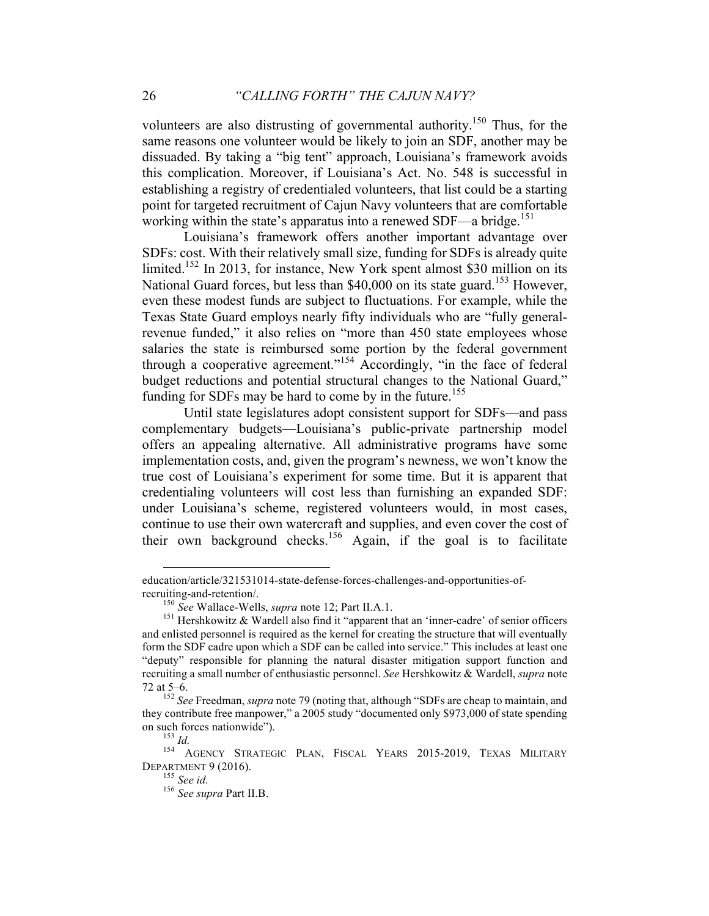volunteers are also distrusting of governmental authority.[150] Thus, for the same reasons one volunteer would be likely to join an SDF, another may be dissuaded. By taking a "big tent" approach, Louisiana's framework avoids this complication. Moreover, if Louisiana's Act. No. 548 is successful in establishing a registry of credentialed volunteers, that list could be a starting point for targeted recruitment of Cajun Navy volunteers that are comfortable working within the state's apparatus into a renewed SDF—a bridge.[151]

Louisiana's framework offers another important advantage over SDFs: cost. With their relatively small size, funding for SDFs is already quite limited.[152] In 2013, for instance, New York spent almost $30 million on its National Guard forces, but less than $40,000 on its state guard.[153] However, even these modest funds are subject to fluctuations. For example, while the Texas State Guard employs nearly fifty individuals who are "fully general-revenue funded," it also relies on "more than 450 state employees whose salaries the state is reimbursed some portion by the federal government through a cooperative agreement."[154] Accordingly, "in the face of federal budget reductions and potential structural changes to the National Guard," funding for SDFs may be hard to come by in the future.[155]

Until state legislatures adopt consistent support for SDFs—and pass complementary budgets—Louisiana's public-private partnership model offers an appealing alternative. All administrative programs have some implementation costs, and, given the program's newness, we won't know the true cost of Louisiana's experiment for some time. But it is apparent that credentialing volunteers will cost less than furnishing an expanded SDF: under Louisiana's scheme, registered volunteers would, in most cases, continue to use their own watercraft and supplies, and even cover the cost of their own background checks.[156] Again, if the goal is to facilitate

---

education/article/321531014-state-defense-forces-challenges-and-opportunities-of-recruiting-and-retention/.

[150] *See* Wallace-Wells, *supra* note 12; Part II.A.1.

[151] Hershkowitz & Wardell also find it "apparent that an 'inner-cadre' of senior officers and enlisted personnel is required as the kernel for creating the structure that will eventually form the SDF cadre upon which a SDF can be called into service." This includes at least one "deputy" responsible for planning the natural disaster mitigation support function and recruiting a small number of enthusiastic personnel. *See* Hershkowitz & Wardell, *supra* note 72 at 5–6.

[152] *See* Freedman, *supra* note 79 (noting that, although "SDFs are cheap to maintain, and they contribute free manpower," a 2005 study "documented only $973,000 of state spending on such forces nationwide").

[153] *Id.*

[154] AGENCY STRATEGIC PLAN, FISCAL YEARS 2015-2019, TEXAS MILITARY DEPARTMENT 9 (2016).

[155] *See id.*

[156] *See supra* Part II.B.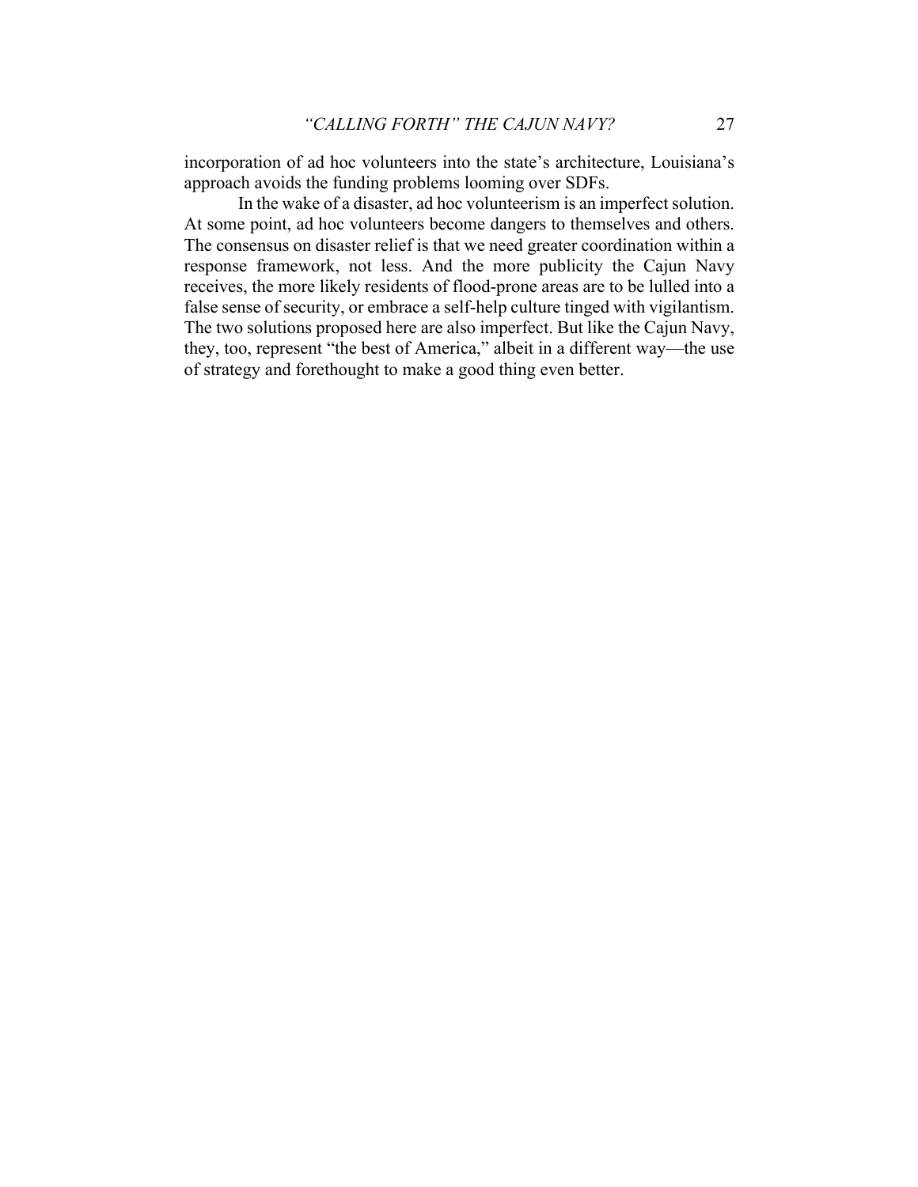incorporation of ad hoc volunteers into the state's architecture, Louisiana's approach avoids the funding problems looming over SDFs.

In the wake of a disaster, ad hoc volunteerism is an imperfect solution. At some point, ad hoc volunteers become dangers to themselves and others. The consensus on disaster relief is that we need greater coordination within a response framework, not less. And the more publicity the Cajun Navy receives, the more likely residents of flood-prone areas are to be lulled into a false sense of security, or embrace a self-help culture tinged with vigilantism. The two solutions proposed here are also imperfect. But like the Cajun Navy, they, too, represent "the best of America," albeit in a different way—the use of strategy and forethought to make a good thing even better.